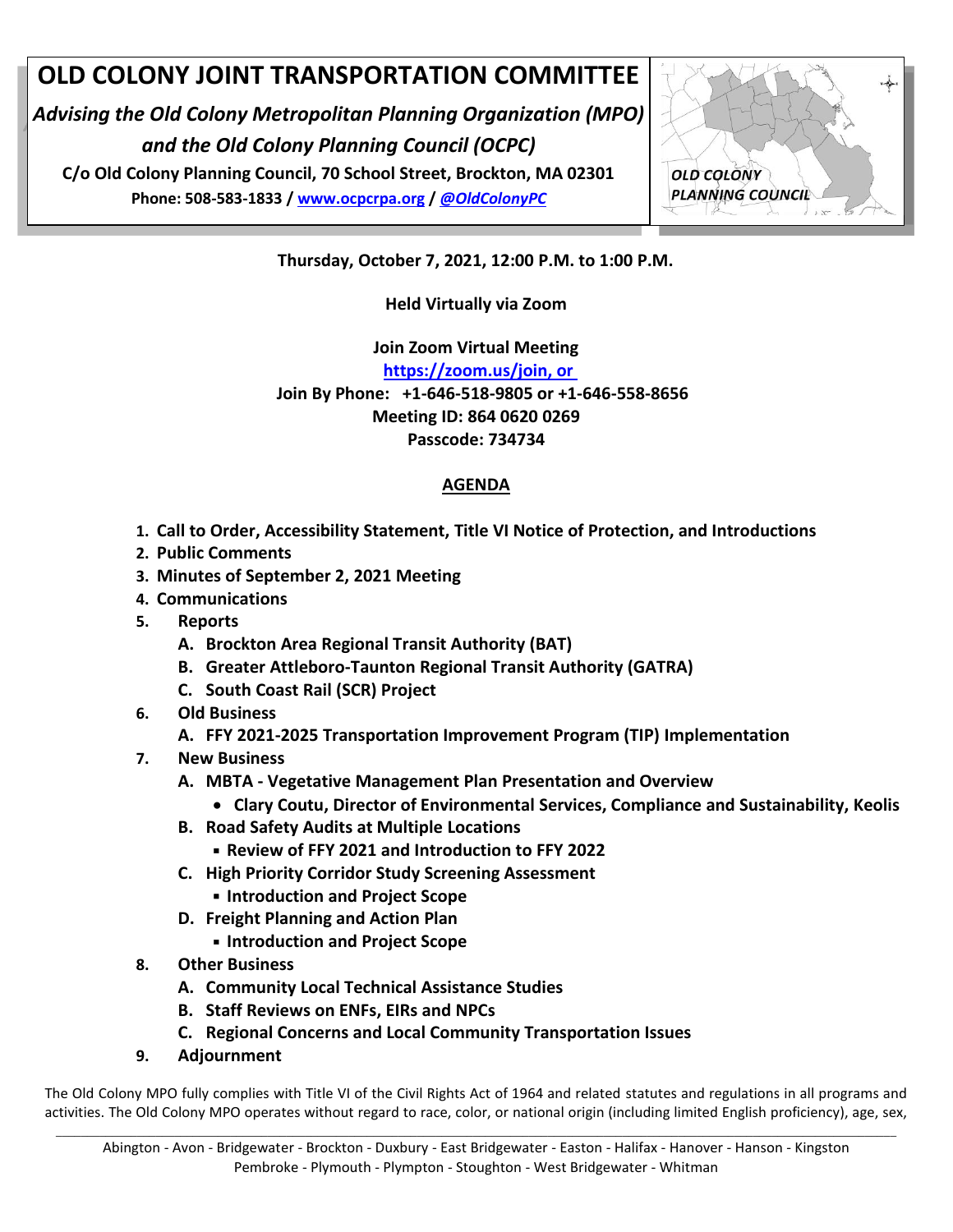# OLD COLONY JOINT TRANSPORTATION COMMITTEE

***Advising the Old Colony Metropolitan Planning Organization (MPO) and the Old Colony Planning Council (OCPC)***

**C/o Old Colony Planning Council, 70 School Street, Brockton, MA 02301**

**Phone: 508-583-1833 / [www.ocpcrpa.org](www.ocpcrpa.org) / *@OldColonyPC***

*OLD COLONY PLANNING COUNCIL*

**Thursday, October 7, 2021, 12:00 P.M. to 1:00 P.M.**

**Held Virtually via Zoom**

**Join Zoom Virtual Meeting**

**https://zoom.us/join, or**

**Join By Phone: +1-646-518-9805 or +1-646-558-8656**

**Meeting ID: 864 0620 0269**

**Passcode: 734734**

## AGENDA

1. **Call to Order, Accessibility Statement, Title VI Notice of Protection, and Introductions**
2. **Public Comments**
3. **Minutes of September 2, 2021 Meeting**
4. **Communications**
5. **Reports**
   - **A. Brockton Area Regional Transit Authority (BAT)**
   - **B. Greater Attleboro-Taunton Regional Transit Authority (GATRA)**
   - **C. South Coast Rail (SCR) Project**
6. **Old Business**
   - **A. FFY 2021-2025 Transportation Improvement Program (TIP) Implementation**
7. **New Business**
   - **A. MBTA - Vegetative Management Plan Presentation and Overview**
     - **Clary Coutu, Director of Environmental Services, Compliance and Sustainability, Keolis**
   - **B. Road Safety Audits at Multiple Locations**
     - **Review of FFY 2021 and Introduction to FFY 2022**
   - **C. High Priority Corridor Study Screening Assessment**
     - **Introduction and Project Scope**
   - **D. Freight Planning and Action Plan**
     - **Introduction and Project Scope**
8. **Other Business**
   - **A. Community Local Technical Assistance Studies**
   - **B. Staff Reviews on ENFs, EIRs and NPCs**
   - **C. Regional Concerns and Local Community Transportation Issues**
9. **Adjournment**

The Old Colony MPO fully complies with Title VI of the Civil Rights Act of 1964 and related statutes and regulations in all programs and activities. The Old Colony MPO operates without regard to race, color, or national origin (including limited English proficiency), age, sex,

Abington - Avon - Bridgewater - Brockton - Duxbury - East Bridgewater - Easton - Halifax - Hanover - Hanson - Kingston
Pembroke - Plymouth - Plympton - Stoughton - West Bridgewater - Whitman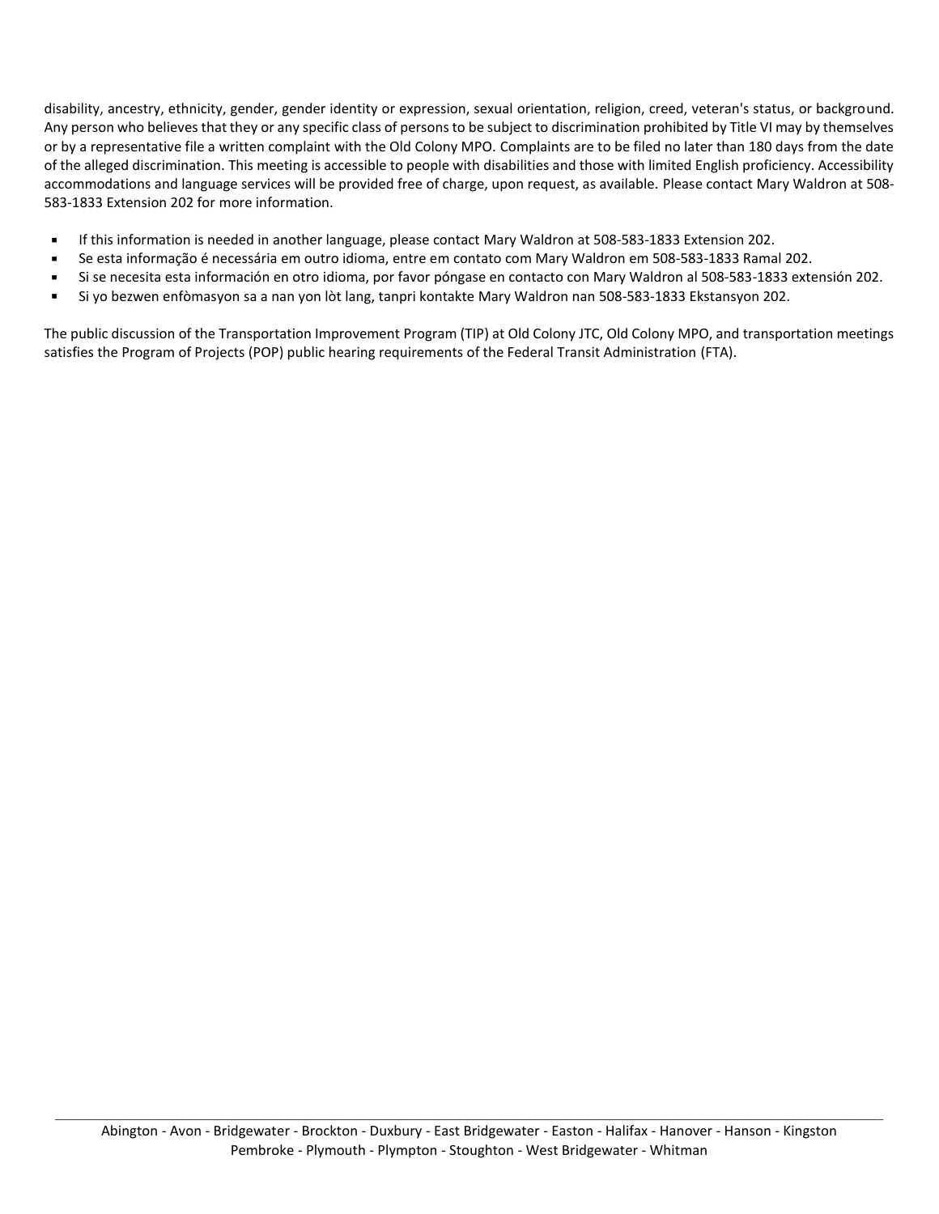disability, ancestry, ethnicity, gender, gender identity or expression, sexual orientation, religion, creed, veteran's status, or background. Any person who believes that they or any specific class of persons to be subject to discrimination prohibited by Title VI may by themselves or by a representative file a written complaint with the Old Colony MPO. Complaints are to be filed no later than 180 days from the date of the alleged discrimination. This meeting is accessible to people with disabilities and those with limited English proficiency. Accessibility accommodations and language services will be provided free of charge, upon request, as available. Please contact Mary Waldron at 508-583-1833 Extension 202 for more information.

- If this information is needed in another language, please contact Mary Waldron at 508-583-1833 Extension 202.
- Se esta informação é necessária em outro idioma, entre em contato com Mary Waldron em 508-583-1833 Ramal 202.
- Si se necesita esta información en otro idioma, por favor póngase en contacto con Mary Waldron al 508-583-1833 extensión 202.
- Si yo bezwen enfòmasyon sa a nan yon lòt lang, tanpri kontakte Mary Waldron nan 508-583-1833 Ekstansyon 202.

The public discussion of the Transportation Improvement Program (TIP) at Old Colony JTC, Old Colony MPO, and transportation meetings satisfies the Program of Projects (POP) public hearing requirements of the Federal Transit Administration (FTA).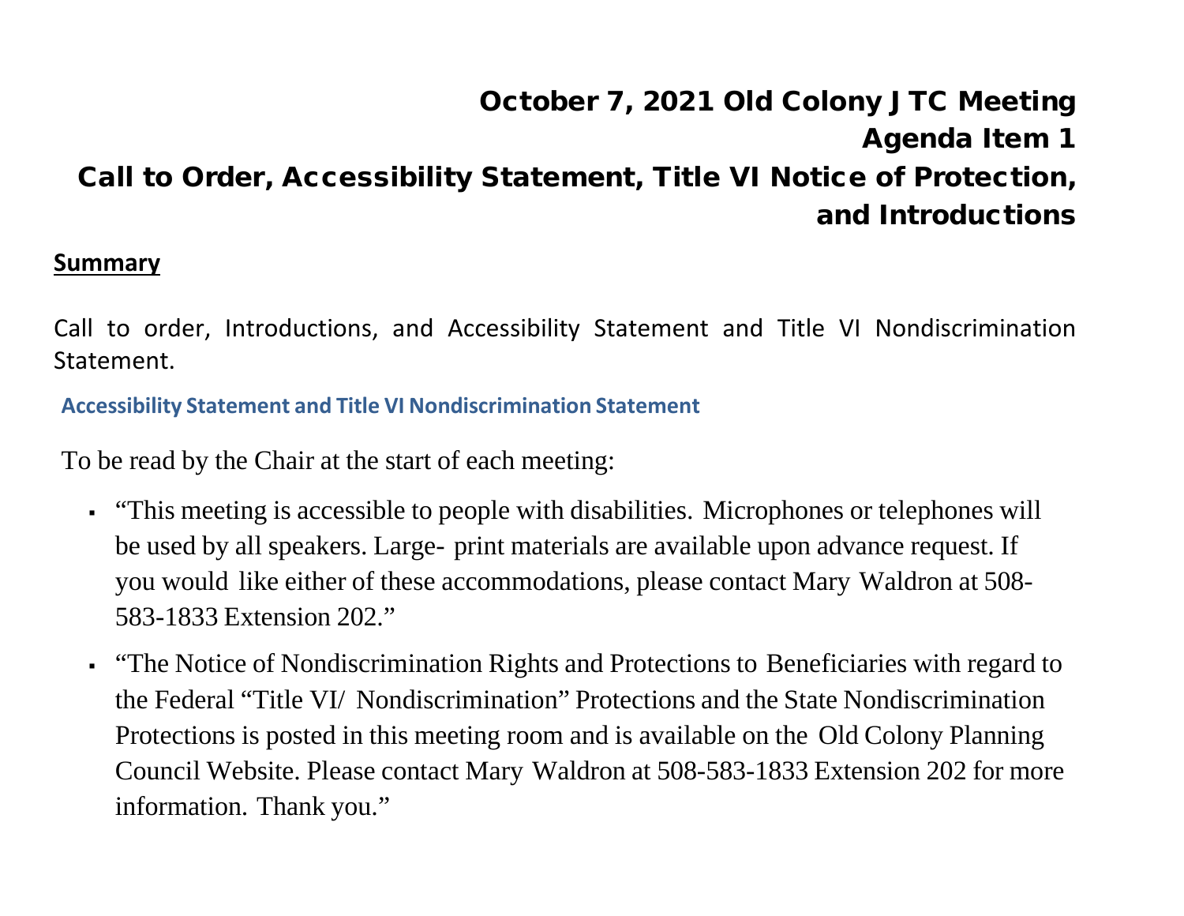# October 7, 2021 Old Colony JTC Meeting
# Agenda Item 1
# Call to Order, Accessibility Statement, Title VI Notice of Protection, and Introductions

**Summary**

Call to order, Introductions, and Accessibility Statement and Title VI Nondiscrimination Statement.

### Accessibility Statement and Title VI Nondiscrimination Statement

To be read by the Chair at the start of each meeting:

- "This meeting is accessible to people with disabilities. Microphones or telephones will be used by all speakers. Large- print materials are available upon advance request. If you would like either of these accommodations, please contact Mary Waldron at 508-583-1833 Extension 202."
- "The Notice of Nondiscrimination Rights and Protections to Beneficiaries with regard to the Federal "Title VI/ Nondiscrimination" Protections and the State Nondiscrimination Protections is posted in this meeting room and is available on the Old Colony Planning Council Website. Please contact Mary Waldron at 508-583-1833 Extension 202 for more information. Thank you."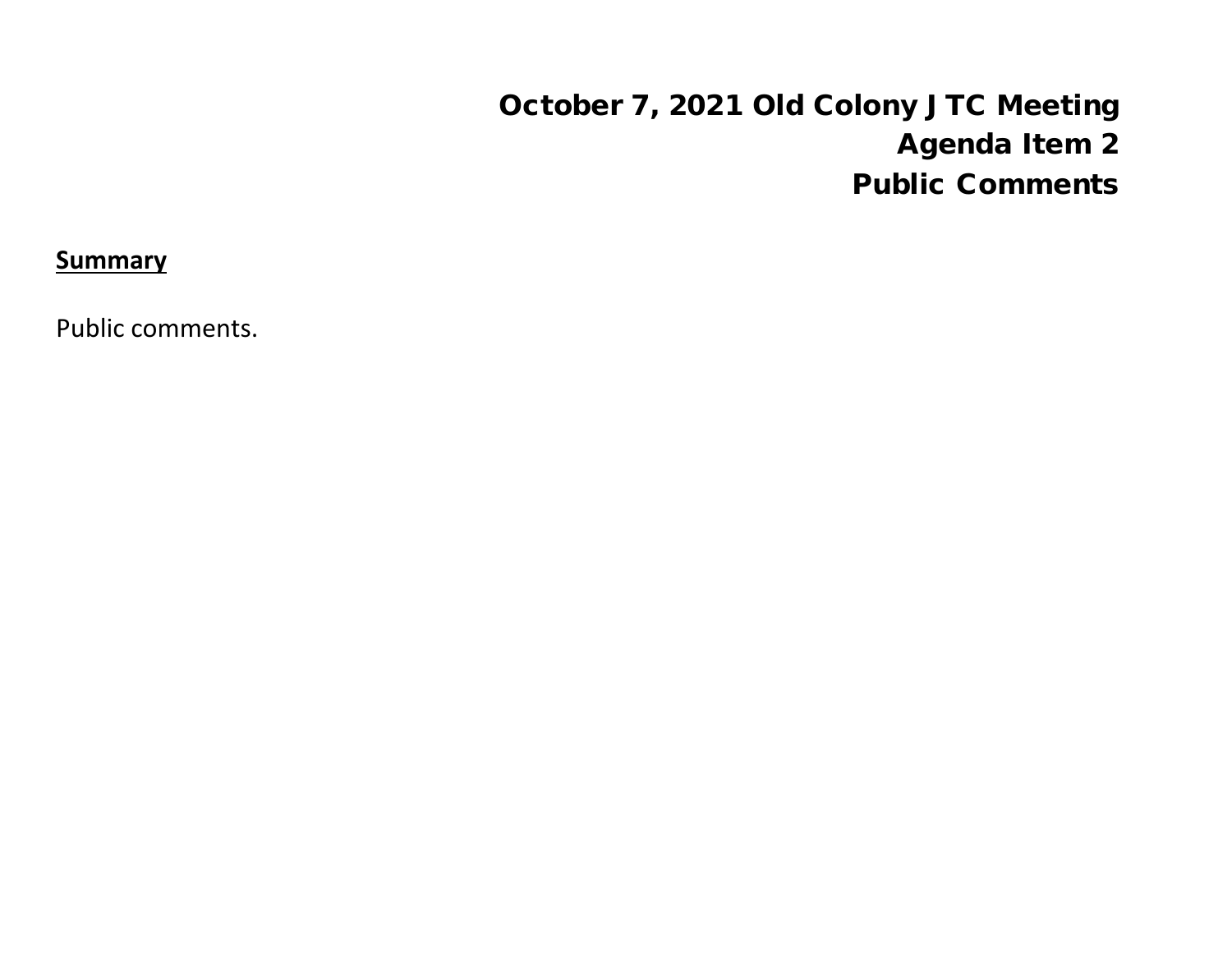# October 7, 2021 Old Colony JTC Meeting
## Agenda Item 2
## Public Comments

**Summary**

Public comments.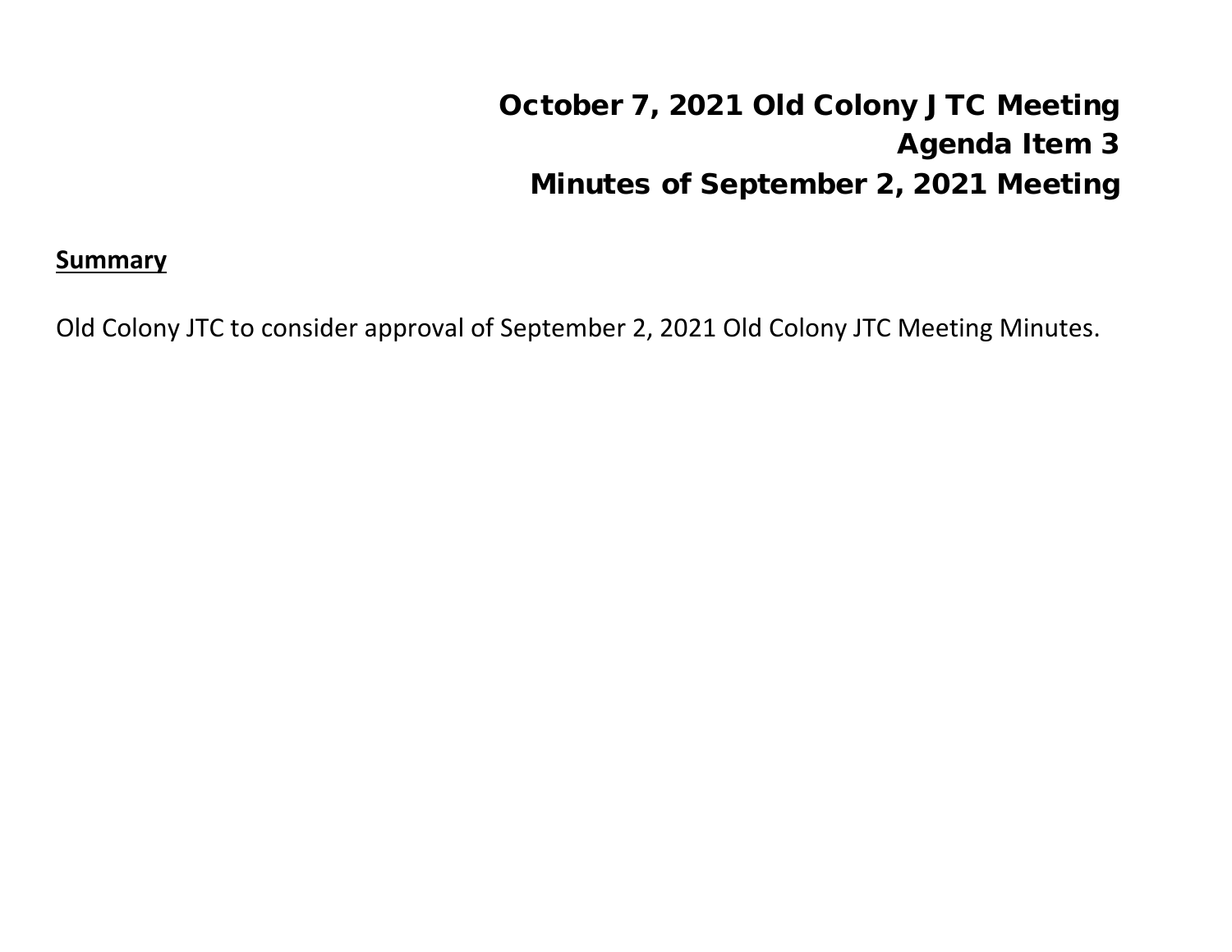# October 7, 2021 Old Colony JTC Meeting
## Agenda Item 3
## Minutes of September 2, 2021 Meeting

**Summary**

Old Colony JTC to consider approval of September 2, 2021 Old Colony JTC Meeting Minutes.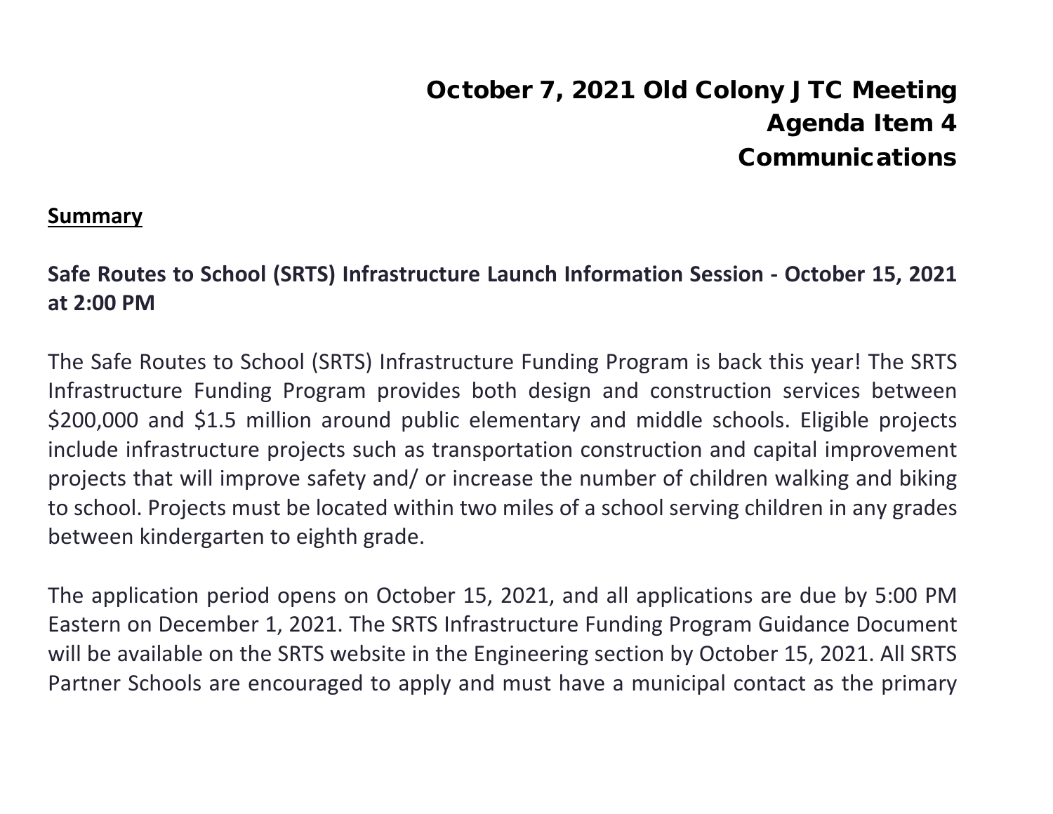# October 7, 2021 Old Colony JTC Meeting
# Agenda Item 4
# Communications

**Summary**

**Safe Routes to School (SRTS) Infrastructure Launch Information Session - October 15, 2021 at 2:00 PM**

The Safe Routes to School (SRTS) Infrastructure Funding Program is back this year! The SRTS Infrastructure Funding Program provides both design and construction services between $200,000 and $1.5 million around public elementary and middle schools. Eligible projects include infrastructure projects such as transportation construction and capital improvement projects that will improve safety and/ or increase the number of children walking and biking to school. Projects must be located within two miles of a school serving children in any grades between kindergarten to eighth grade.

The application period opens on October 15, 2021, and all applications are due by 5:00 PM Eastern on December 1, 2021. The SRTS Infrastructure Funding Program Guidance Document will be available on the SRTS website in the Engineering section by October 15, 2021. All SRTS Partner Schools are encouraged to apply and must have a municipal contact as the primary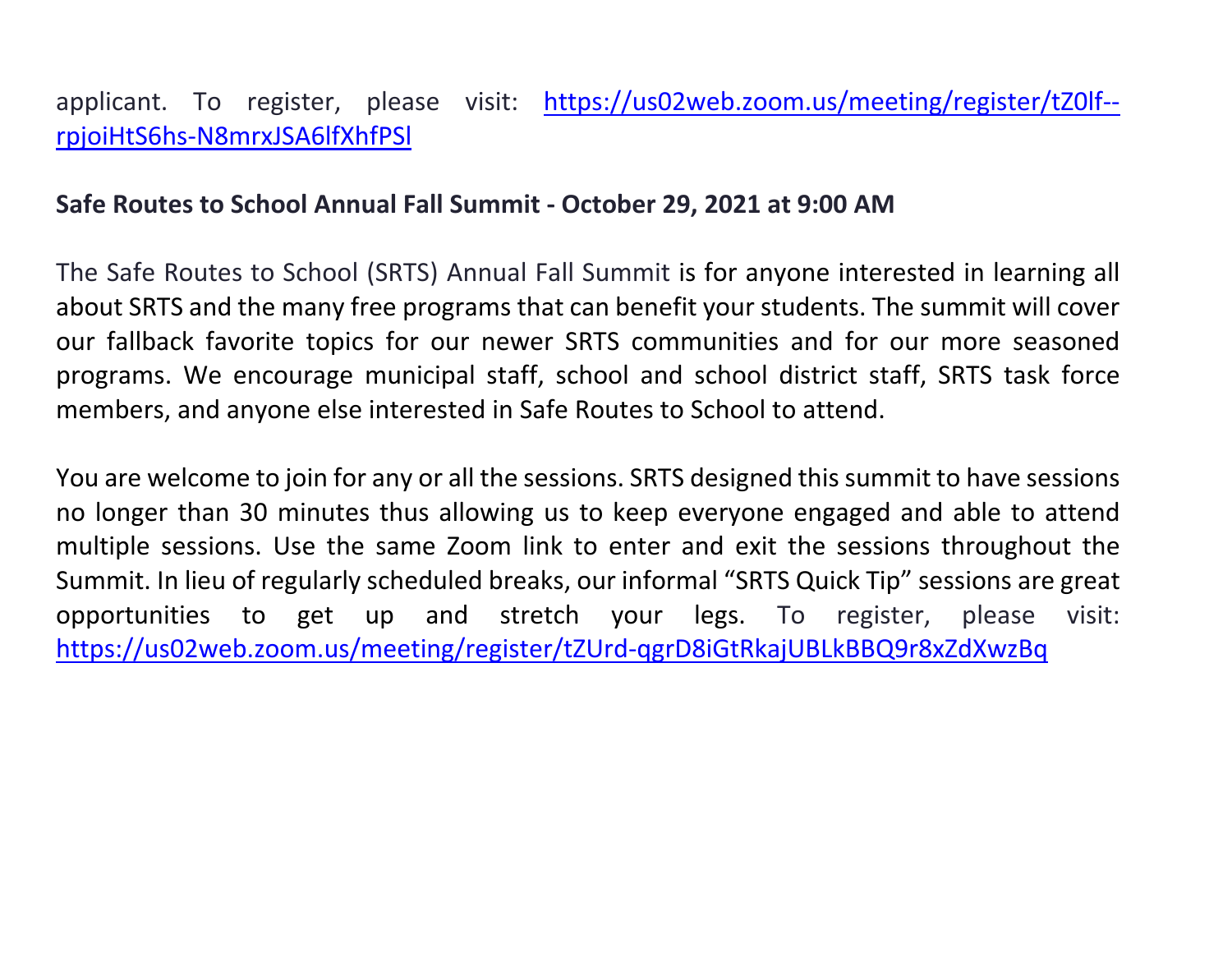applicant. To register, please visit: https://us02web.zoom.us/meeting/register/tZ0lf--rpjoiHtS6hs-N8mrxJSA6lfXhfPSl

**Safe Routes to School Annual Fall Summit - October 29, 2021 at 9:00 AM**

The Safe Routes to School (SRTS) Annual Fall Summit is for anyone interested in learning all about SRTS and the many free programs that can benefit your students. The summit will cover our fallback favorite topics for our newer SRTS communities and for our more seasoned programs. We encourage municipal staff, school and school district staff, SRTS task force members, and anyone else interested in Safe Routes to School to attend.

You are welcome to join for any or all the sessions. SRTS designed this summit to have sessions no longer than 30 minutes thus allowing us to keep everyone engaged and able to attend multiple sessions. Use the same Zoom link to enter and exit the sessions throughout the Summit. In lieu of regularly scheduled breaks, our informal "SRTS Quick Tip" sessions are great opportunities to get up and stretch your legs. To register, please visit: https://us02web.zoom.us/meeting/register/tZUrd-qgrD8iGtRkajUBLkBBQ9r8xZdXwzBq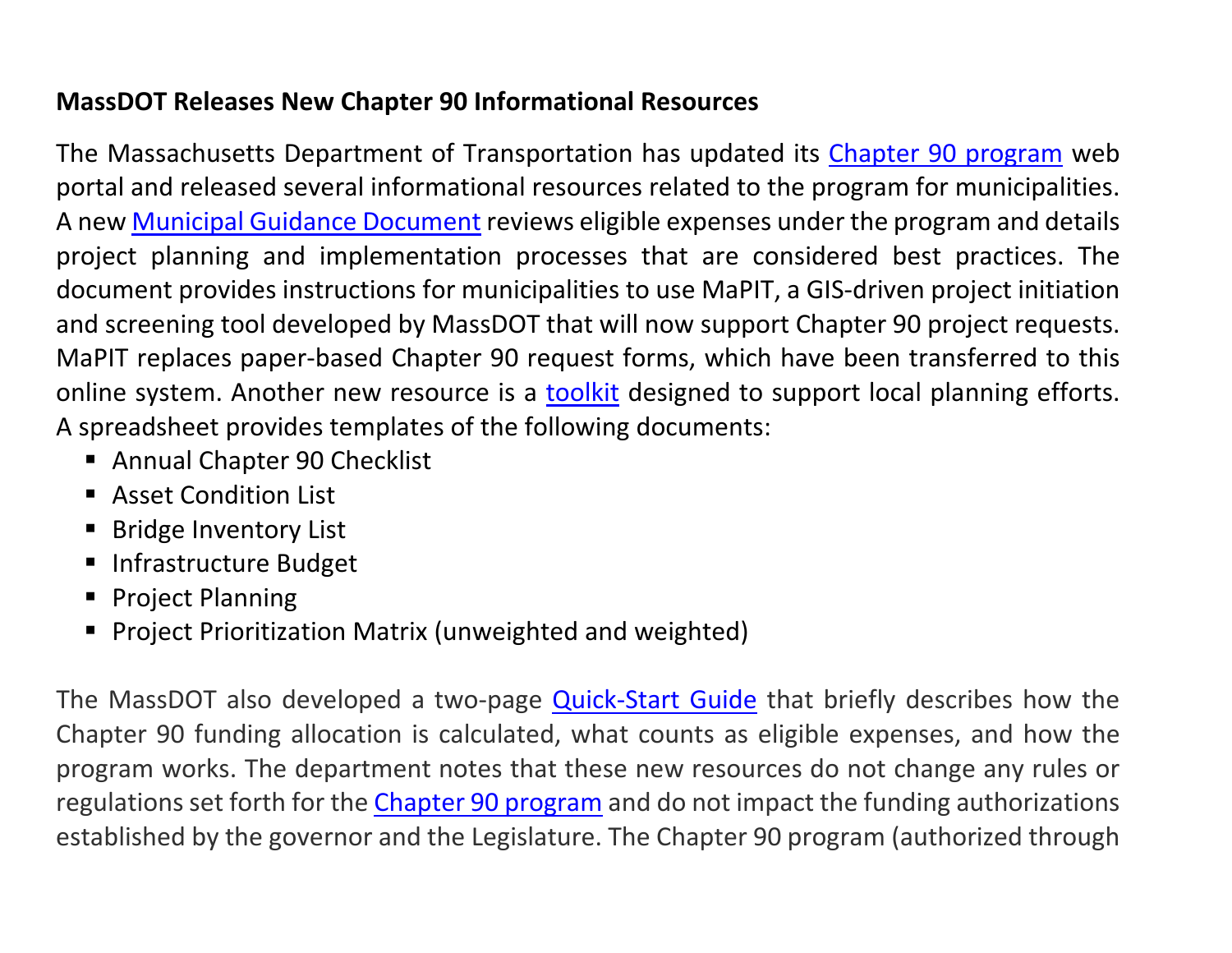**MassDOT Releases New Chapter 90 Informational Resources**

The Massachusetts Department of Transportation has updated its Chapter 90 program web portal and released several informational resources related to the program for municipalities. A new Municipal Guidance Document reviews eligible expenses under the program and details project planning and implementation processes that are considered best practices. The document provides instructions for municipalities to use MaPIT, a GIS-driven project initiation and screening tool developed by MassDOT that will now support Chapter 90 project requests. MaPIT replaces paper-based Chapter 90 request forms, which have been transferred to this online system. Another new resource is a toolkit designed to support local planning efforts. A spreadsheet provides templates of the following documents:

- Annual Chapter 90 Checklist
- Asset Condition List
- Bridge Inventory List
- Infrastructure Budget
- Project Planning
- Project Prioritization Matrix (unweighted and weighted)

The MassDOT also developed a two-page Quick-Start Guide that briefly describes how the Chapter 90 funding allocation is calculated, what counts as eligible expenses, and how the program works. The department notes that these new resources do not change any rules or regulations set forth for the Chapter 90 program and do not impact the funding authorizations established by the governor and the Legislature. The Chapter 90 program (authorized through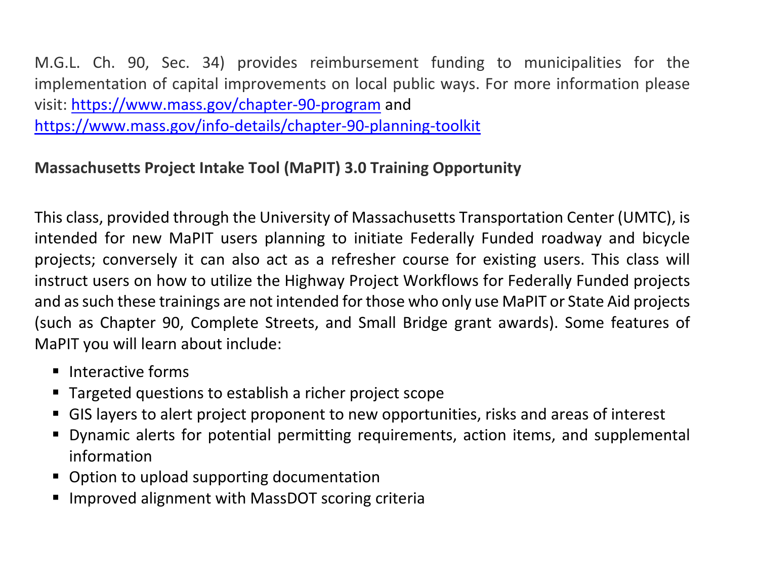M.G.L. Ch. 90, Sec. 34) provides reimbursement funding to municipalities for the implementation of capital improvements on local public ways. For more information please visit: https://www.mass.gov/chapter-90-program and https://www.mass.gov/info-details/chapter-90-planning-toolkit

**Massachusetts Project Intake Tool (MaPIT) 3.0 Training Opportunity**

This class, provided through the University of Massachusetts Transportation Center (UMTC), is intended for new MaPIT users planning to initiate Federally Funded roadway and bicycle projects; conversely it can also act as a refresher course for existing users. This class will instruct users on how to utilize the Highway Project Workflows for Federally Funded projects and as such these trainings are not intended for those who only use MaPIT or State Aid projects (such as Chapter 90, Complete Streets, and Small Bridge grant awards). Some features of MaPIT you will learn about include:

- Interactive forms
- Targeted questions to establish a richer project scope
- GIS layers to alert project proponent to new opportunities, risks and areas of interest
- Dynamic alerts for potential permitting requirements, action items, and supplemental information
- Option to upload supporting documentation
- Improved alignment with MassDOT scoring criteria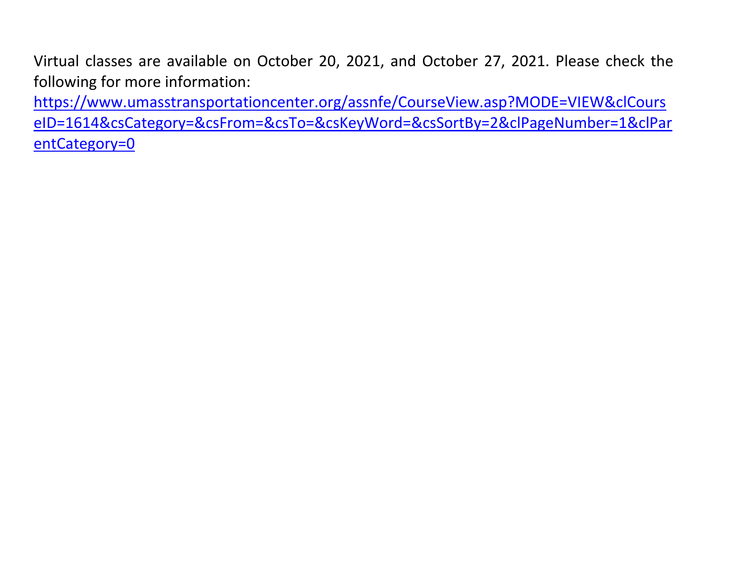Virtual classes are available on October 20, 2021, and October 27, 2021. Please check the following for more information:
https://www.umasstransportationcenter.org/assnfe/CourseView.asp?MODE=VIEW&clCourseID=1614&csCategory=&csFrom=&csTo=&csKeyWord=&csSortBy=2&clPageNumber=1&clParentCategory=0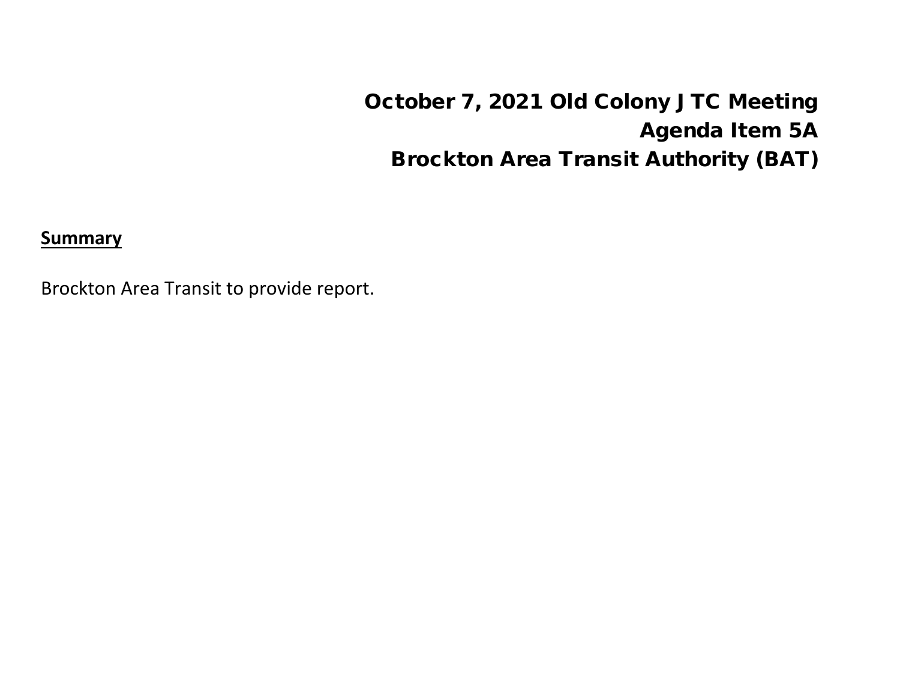# October 7, 2021 Old Colony JTC Meeting
# Agenda Item 5A
# Brockton Area Transit Authority (BAT)

**Summary**

Brockton Area Transit to provide report.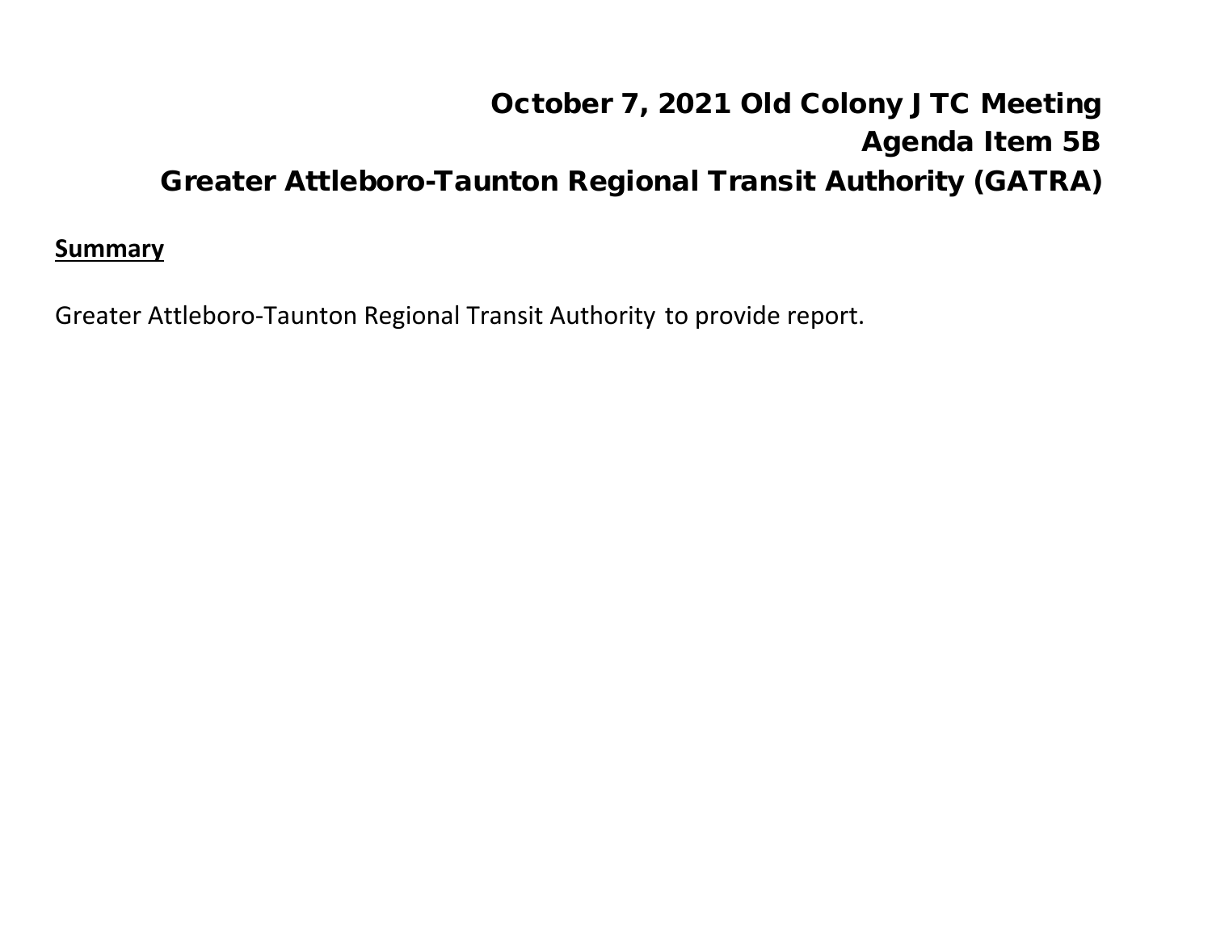# October 7, 2021 Old Colony JTC Meeting
## Agenda Item 5B
## Greater Attleboro-Taunton Regional Transit Authority (GATRA)

**Summary**

Greater Attleboro-Taunton Regional Transit Authority to provide report.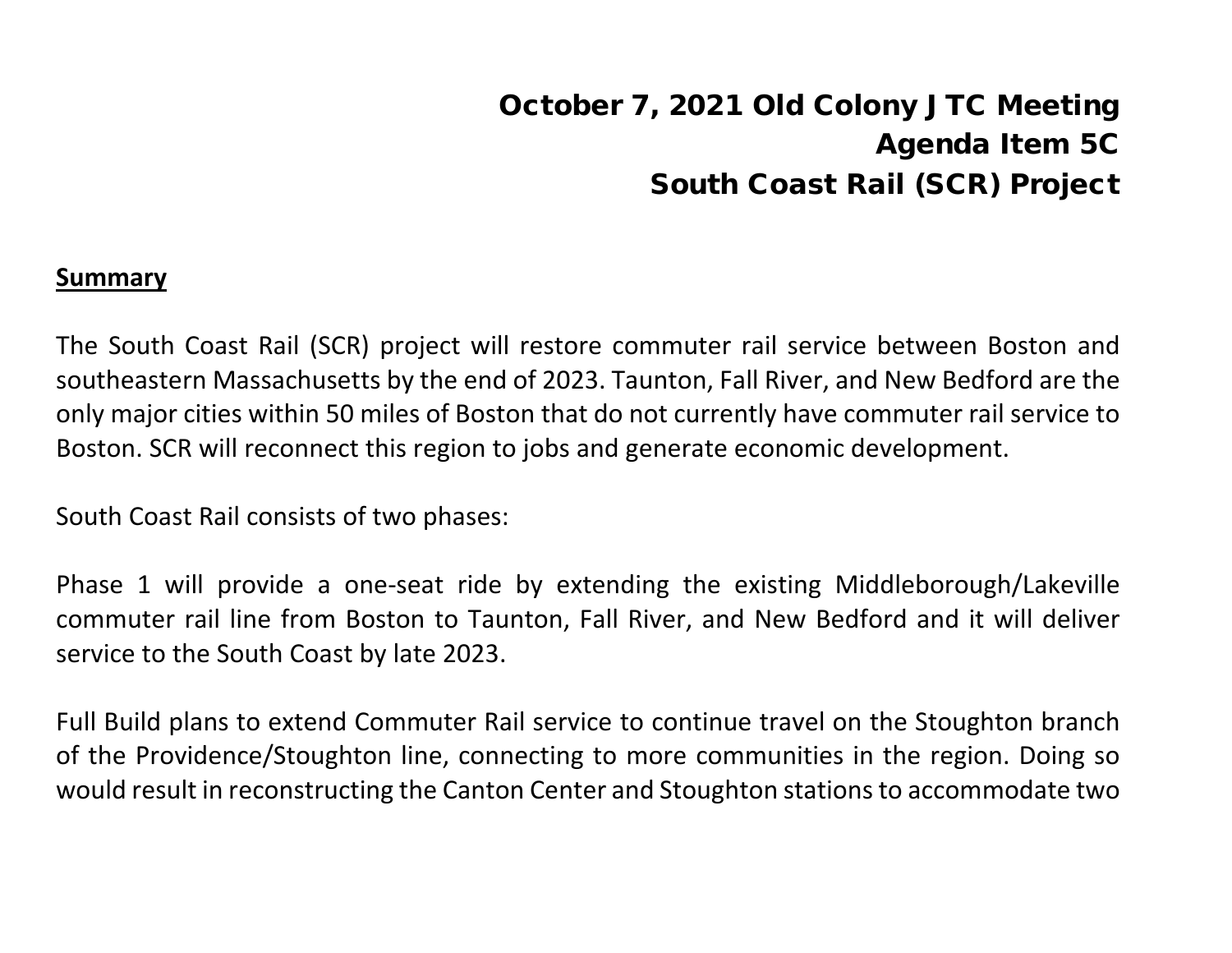# October 7, 2021 Old Colony JTC Meeting
# Agenda Item 5C
# South Coast Rail (SCR) Project

**Summary**

The South Coast Rail (SCR) project will restore commuter rail service between Boston and southeastern Massachusetts by the end of 2023. Taunton, Fall River, and New Bedford are the only major cities within 50 miles of Boston that do not currently have commuter rail service to Boston. SCR will reconnect this region to jobs and generate economic development.

South Coast Rail consists of two phases:

Phase 1 will provide a one-seat ride by extending the existing Middleborough/Lakeville commuter rail line from Boston to Taunton, Fall River, and New Bedford and it will deliver service to the South Coast by late 2023.

Full Build plans to extend Commuter Rail service to continue travel on the Stoughton branch of the Providence/Stoughton line, connecting to more communities in the region. Doing so would result in reconstructing the Canton Center and Stoughton stations to accommodate two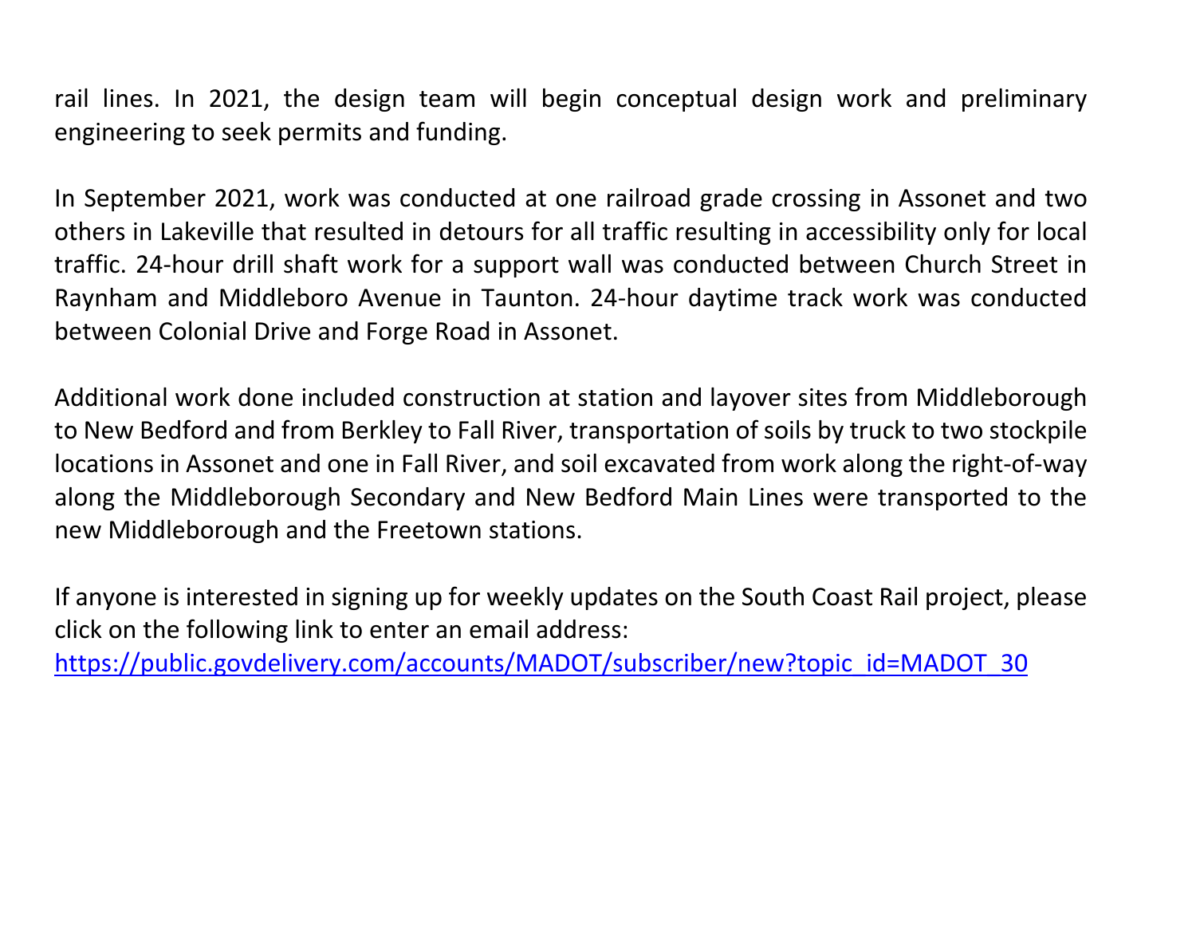rail lines. In 2021, the design team will begin conceptual design work and preliminary engineering to seek permits and funding.

In September 2021, work was conducted at one railroad grade crossing in Assonet and two others in Lakeville that resulted in detours for all traffic resulting in accessibility only for local traffic. 24-hour drill shaft work for a support wall was conducted between Church Street in Raynham and Middleboro Avenue in Taunton. 24-hour daytime track work was conducted between Colonial Drive and Forge Road in Assonet.

Additional work done included construction at station and layover sites from Middleborough to New Bedford and from Berkley to Fall River, transportation of soils by truck to two stockpile locations in Assonet and one in Fall River, and soil excavated from work along the right-of-way along the Middleborough Secondary and New Bedford Main Lines were transported to the new Middleborough and the Freetown stations.

If anyone is interested in signing up for weekly updates on the South Coast Rail project, please click on the following link to enter an email address: [https://public.govdelivery.com/accounts/MADOT/subscriber/new?topic_id=MADOT_30](https://public.govdelivery.com/accounts/MADOT/subscriber/new?topic_id=MADOT_30)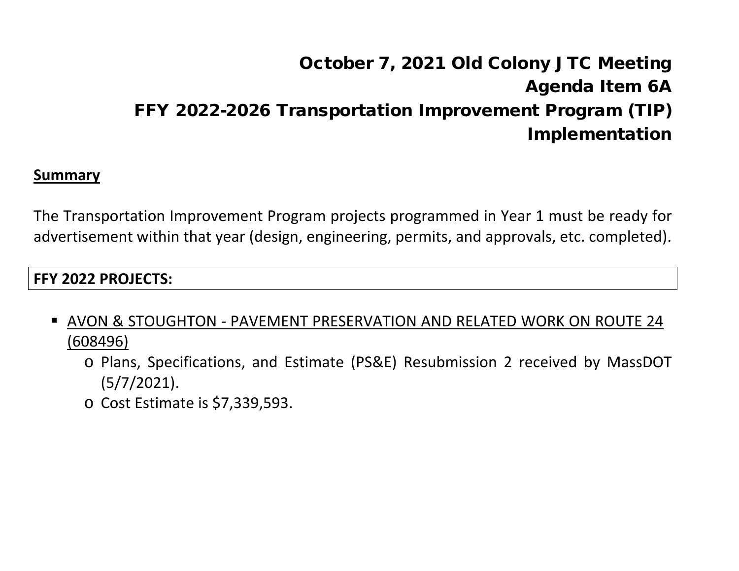# October 7, 2021 Old Colony JTC Meeting
# Agenda Item 6A
# FFY 2022-2026 Transportation Improvement Program (TIP) Implementation

**Summary**

The Transportation Improvement Program projects programmed in Year 1 must be ready for advertisement within that year (design, engineering, permits, and approvals, etc. completed).

**FFY 2022 PROJECTS:**

- AVON & STOUGHTON - PAVEMENT PRESERVATION AND RELATED WORK ON ROUTE 24 (608496)
  - Plans, Specifications, and Estimate (PS&E) Resubmission 2 received by MassDOT (5/7/2021).
  - Cost Estimate is $7,339,593.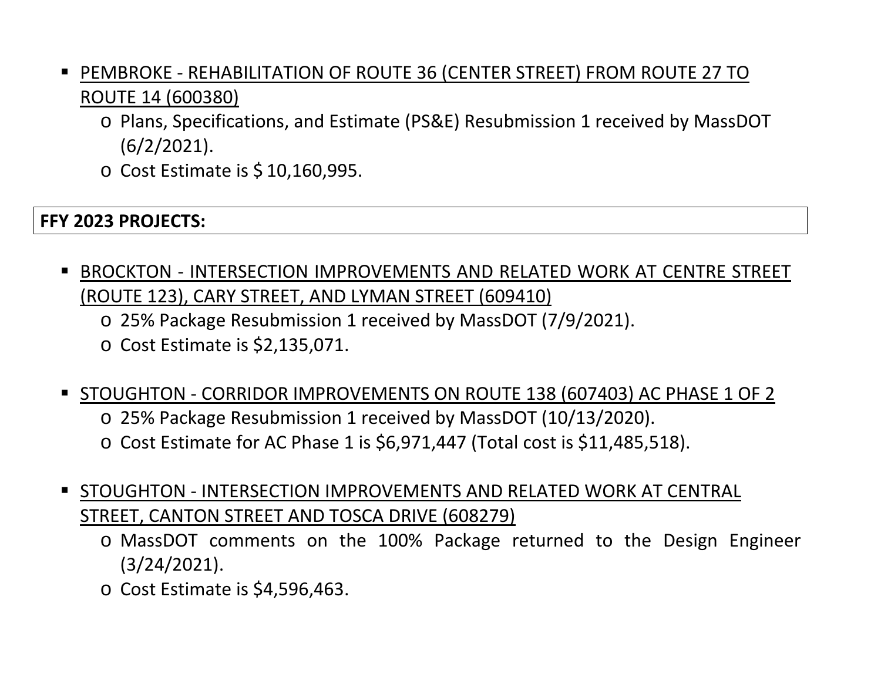- PEMBROKE - REHABILITATION OF ROUTE 36 (CENTER STREET) FROM ROUTE 27 TO ROUTE 14 (600380)
  - Plans, Specifications, and Estimate (PS&E) Resubmission 1 received by MassDOT (6/2/2021).
  - Cost Estimate is $ 10,160,995.

**FFY 2023 PROJECTS:**

- BROCKTON - INTERSECTION IMPROVEMENTS AND RELATED WORK AT CENTRE STREET (ROUTE 123), CARY STREET, AND LYMAN STREET (609410)
  - 25% Package Resubmission 1 received by MassDOT (7/9/2021).
  - Cost Estimate is $2,135,071.

- STOUGHTON - CORRIDOR IMPROVEMENTS ON ROUTE 138 (607403) AC PHASE 1 OF 2
  - 25% Package Resubmission 1 received by MassDOT (10/13/2020).
  - Cost Estimate for AC Phase 1 is $6,971,447 (Total cost is $11,485,518).

- STOUGHTON - INTERSECTION IMPROVEMENTS AND RELATED WORK AT CENTRAL STREET, CANTON STREET AND TOSCA DRIVE (608279)
  - MassDOT comments on the 100% Package returned to the Design Engineer (3/24/2021).
  - Cost Estimate is $4,596,463.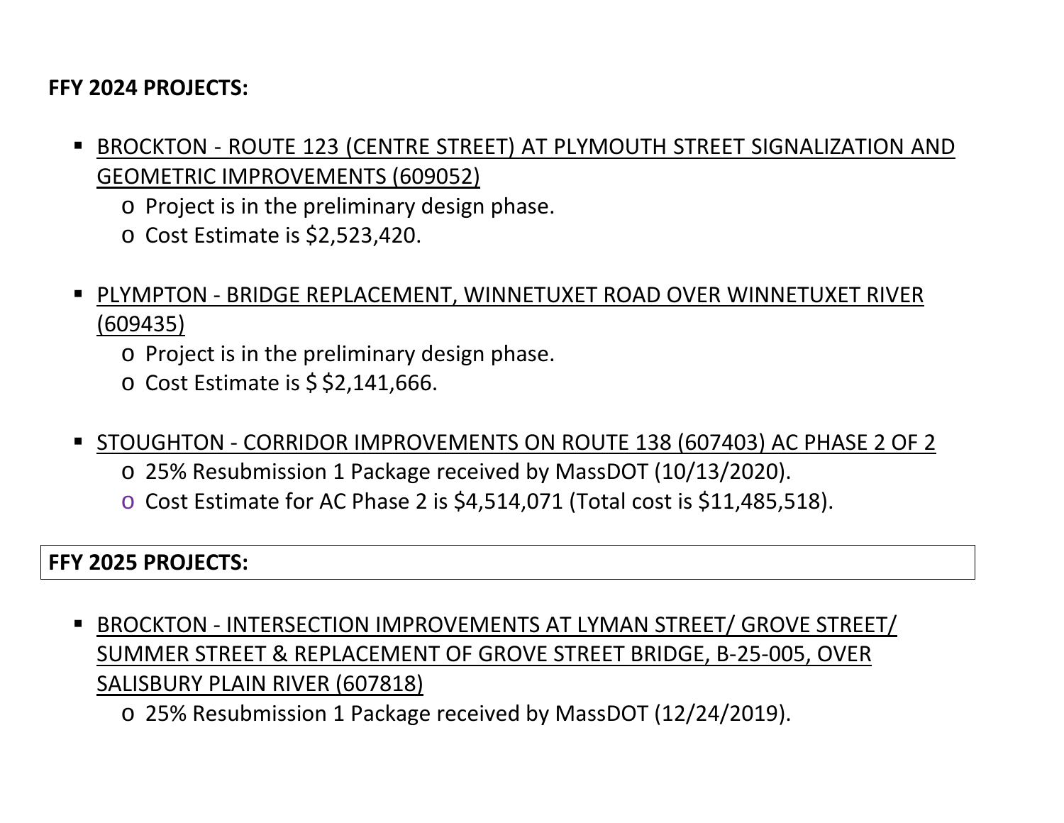**FFY 2024 PROJECTS:**

- BROCKTON - ROUTE 123 (CENTRE STREET) AT PLYMOUTH STREET SIGNALIZATION AND GEOMETRIC IMPROVEMENTS (609052)
  - Project is in the preliminary design phase.
  - Cost Estimate is $2,523,420.

- PLYMPTON - BRIDGE REPLACEMENT, WINNETUXET ROAD OVER WINNETUXET RIVER (609435)
  - Project is in the preliminary design phase.
  - Cost Estimate is $ $2,141,666.

- STOUGHTON - CORRIDOR IMPROVEMENTS ON ROUTE 138 (607403) AC PHASE 2 OF 2
  - 25% Resubmission 1 Package received by MassDOT (10/13/2020).
  - Cost Estimate for AC Phase 2 is $4,514,071 (Total cost is $11,485,518).

**FFY 2025 PROJECTS:**

- BROCKTON - INTERSECTION IMPROVEMENTS AT LYMAN STREET/ GROVE STREET/ SUMMER STREET & REPLACEMENT OF GROVE STREET BRIDGE, B-25-005, OVER SALISBURY PLAIN RIVER (607818)
  - 25% Resubmission 1 Package received by MassDOT (12/24/2019).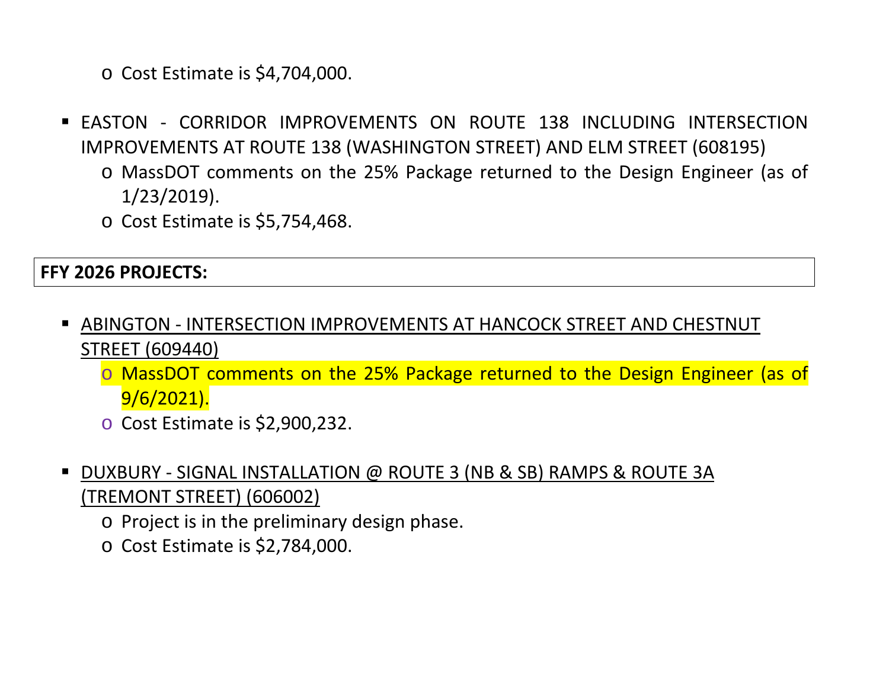- Cost Estimate is $4,704,000.

- EASTON - CORRIDOR IMPROVEMENTS ON ROUTE 138 INCLUDING INTERSECTION IMPROVEMENTS AT ROUTE 138 (WASHINGTON STREET) AND ELM STREET (608195)
    - MassDOT comments on the 25% Package returned to the Design Engineer (as of 1/23/2019).
    - Cost Estimate is $5,754,468.

**FFY 2026 PROJECTS:**

- ABINGTON - INTERSECTION IMPROVEMENTS AT HANCOCK STREET AND CHESTNUT STREET (609440)
    - MassDOT comments on the 25% Package returned to the Design Engineer (as of 9/6/2021).
    - Cost Estimate is $2,900,232.

- DUXBURY - SIGNAL INSTALLATION @ ROUTE 3 (NB & SB) RAMPS & ROUTE 3A (TREMONT STREET) (606002)
    - Project is in the preliminary design phase.
    - Cost Estimate is $2,784,000.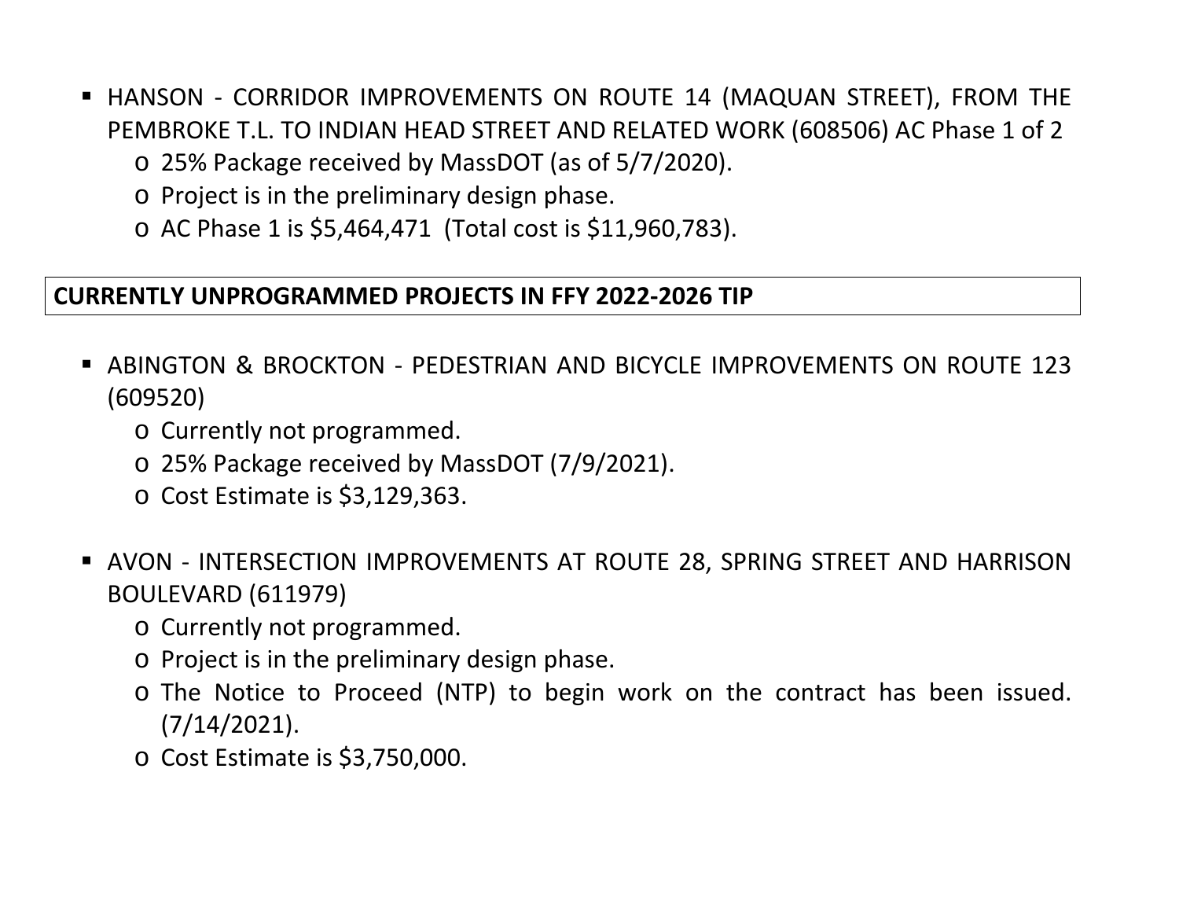- HANSON - CORRIDOR IMPROVEMENTS ON ROUTE 14 (MAQUAN STREET), FROM THE PEMBROKE T.L. TO INDIAN HEAD STREET AND RELATED WORK (608506) AC Phase 1 of 2
  - 25% Package received by MassDOT (as of 5/7/2020).
  - Project is in the preliminary design phase.
  - AC Phase 1 is $5,464,471 (Total cost is $11,960,783).

**CURRENTLY UNPROGRAMMED PROJECTS IN FFY 2022-2026 TIP**

- ABINGTON & BROCKTON - PEDESTRIAN AND BICYCLE IMPROVEMENTS ON ROUTE 123 (609520)
  - Currently not programmed.
  - 25% Package received by MassDOT (7/9/2021).
  - Cost Estimate is $3,129,363.

- AVON - INTERSECTION IMPROVEMENTS AT ROUTE 28, SPRING STREET AND HARRISON BOULEVARD (611979)
  - Currently not programmed.
  - Project is in the preliminary design phase.
  - The Notice to Proceed (NTP) to begin work on the contract has been issued. (7/14/2021).
  - Cost Estimate is $3,750,000.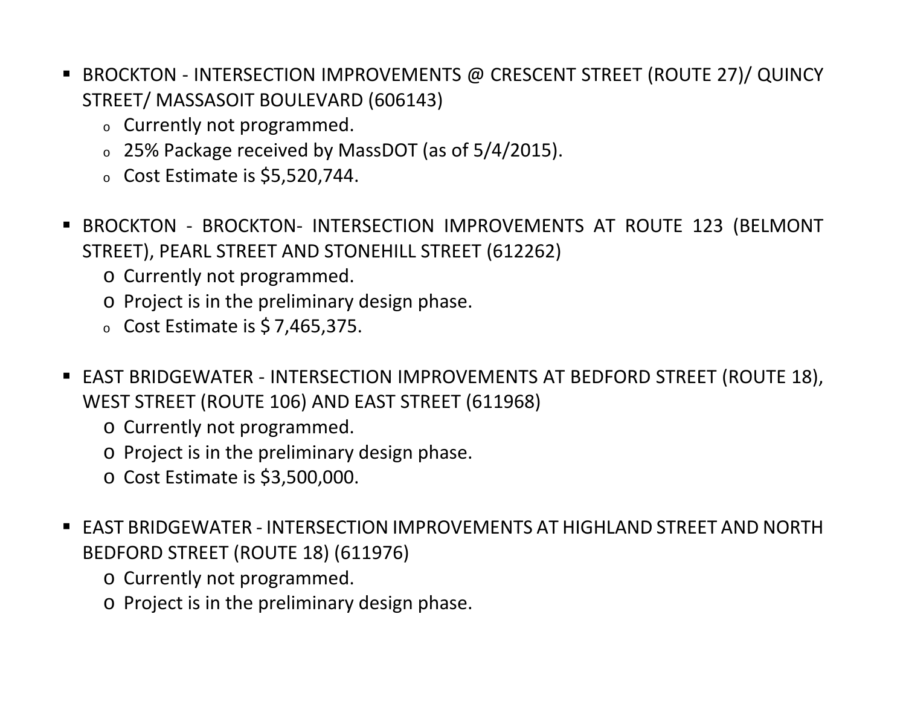- BROCKTON - INTERSECTION IMPROVEMENTS @ CRESCENT STREET (ROUTE 27)/ QUINCY STREET/ MASSASOIT BOULEVARD (606143)
    - Currently not programmed.
    - 25% Package received by MassDOT (as of 5/4/2015).
    - Cost Estimate is $5,520,744.

- BROCKTON - BROCKTON- INTERSECTION IMPROVEMENTS AT ROUTE 123 (BELMONT STREET), PEARL STREET AND STONEHILL STREET (612262)
    - Currently not programmed.
    - Project is in the preliminary design phase.
    - Cost Estimate is $ 7,465,375.

- EAST BRIDGEWATER - INTERSECTION IMPROVEMENTS AT BEDFORD STREET (ROUTE 18), WEST STREET (ROUTE 106) AND EAST STREET (611968)
    - Currently not programmed.
    - Project is in the preliminary design phase.
    - Cost Estimate is $3,500,000.

- EAST BRIDGEWATER - INTERSECTION IMPROVEMENTS AT HIGHLAND STREET AND NORTH BEDFORD STREET (ROUTE 18) (611976)
    - Currently not programmed.
    - Project is in the preliminary design phase.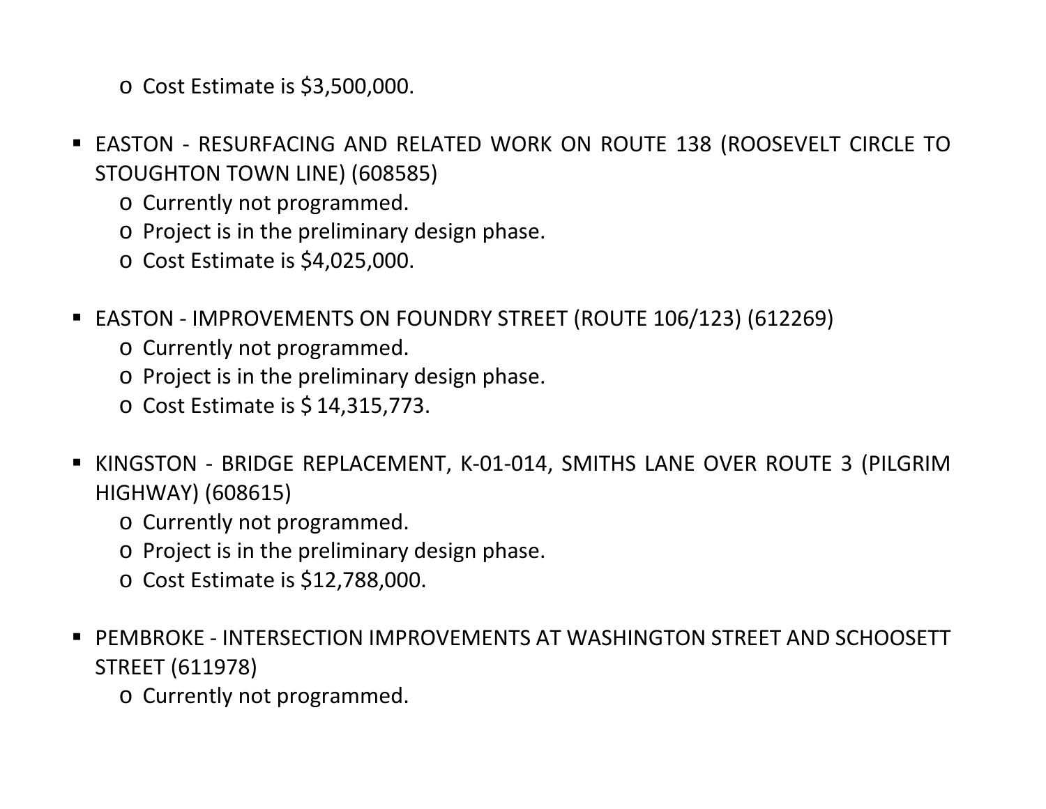- Cost Estimate is $3,500,000.

- EASTON - RESURFACING AND RELATED WORK ON ROUTE 138 (ROOSEVELT CIRCLE TO STOUGHTON TOWN LINE) (608585)
  - Currently not programmed.
  - Project is in the preliminary design phase.
  - Cost Estimate is $4,025,000.

- EASTON - IMPROVEMENTS ON FOUNDRY STREET (ROUTE 106/123) (612269)
  - Currently not programmed.
  - Project is in the preliminary design phase.
  - Cost Estimate is $ 14,315,773.

- KINGSTON - BRIDGE REPLACEMENT, K-01-014, SMITHS LANE OVER ROUTE 3 (PILGRIM HIGHWAY) (608615)
  - Currently not programmed.
  - Project is in the preliminary design phase.
  - Cost Estimate is $12,788,000.

- PEMBROKE - INTERSECTION IMPROVEMENTS AT WASHINGTON STREET AND SCHOOSETT STREET (611978)
  - Currently not programmed.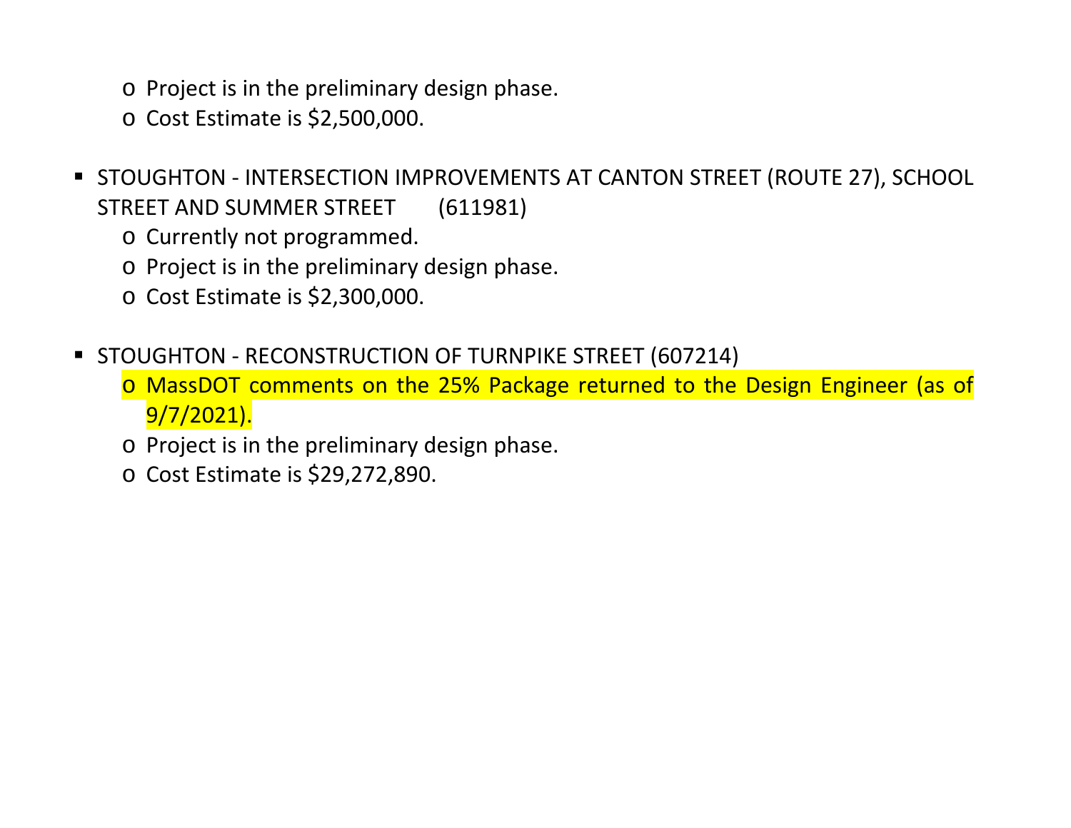- Project is in the preliminary design phase.
  - Cost Estimate is $2,500,000.

- STOUGHTON - INTERSECTION IMPROVEMENTS AT CANTON STREET (ROUTE 27), SCHOOL STREET AND SUMMER STREET (611981)
  - Currently not programmed.
  - Project is in the preliminary design phase.
  - Cost Estimate is $2,300,000.

- STOUGHTON - RECONSTRUCTION OF TURNPIKE STREET (607214)
  - MassDOT comments on the 25% Package returned to the Design Engineer (as of 9/7/2021).
  - Project is in the preliminary design phase.
  - Cost Estimate is $29,272,890.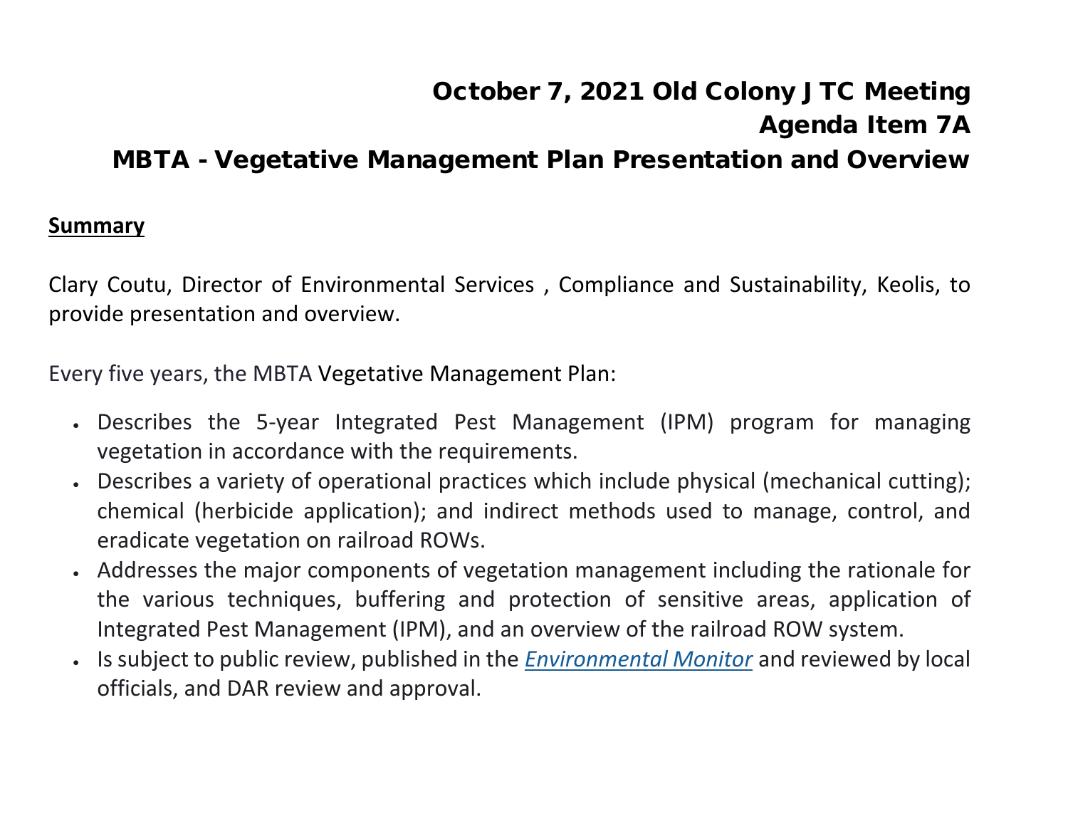# October 7, 2021 Old Colony JTC Meeting
## Agenda Item 7A
## MBTA - Vegetative Management Plan Presentation and Overview

**Summary**

Clary Coutu, Director of Environmental Services , Compliance and Sustainability, Keolis, to provide presentation and overview.

Every five years, the MBTA Vegetative Management Plan:

- Describes the 5-year Integrated Pest Management (IPM) program for managing vegetation in accordance with the requirements.
- Describes a variety of operational practices which include physical (mechanical cutting); chemical (herbicide application); and indirect methods used to manage, control, and eradicate vegetation on railroad ROWs.
- Addresses the major components of vegetation management including the rationale for the various techniques, buffering and protection of sensitive areas, application of Integrated Pest Management (IPM), and an overview of the railroad ROW system.
- Is subject to public review, published in the *Environmental Monitor* and reviewed by local officials, and DAR review and approval.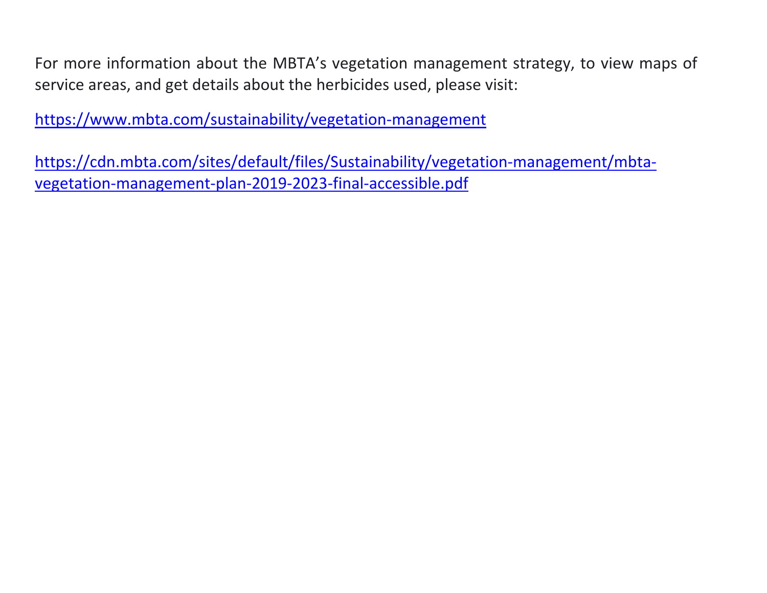For more information about the MBTA's vegetation management strategy, to view maps of service areas, and get details about the herbicides used, please visit:

https://www.mbta.com/sustainability/vegetation-management

https://cdn.mbta.com/sites/default/files/Sustainability/vegetation-management/mbta-vegetation-management-plan-2019-2023-final-accessible.pdf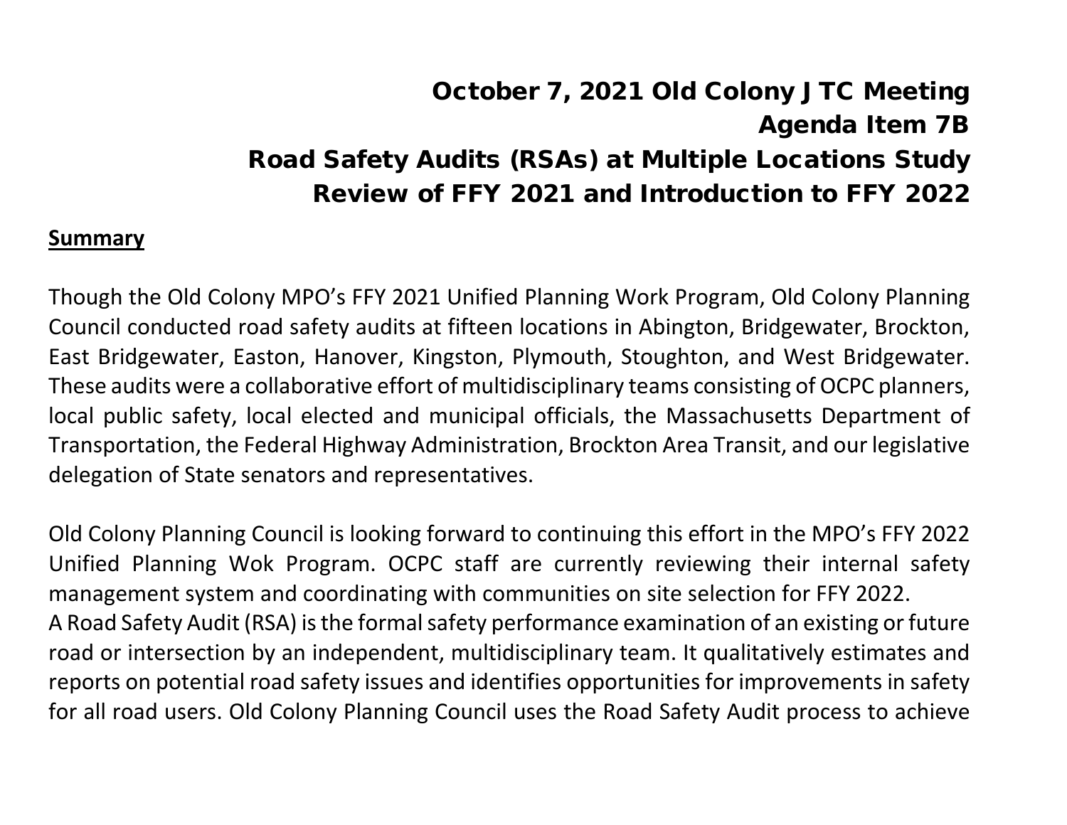# October 7, 2021 Old Colony JTC Meeting
## Agenda Item 7B
## Road Safety Audits (RSAs) at Multiple Locations Study
## Review of FFY 2021 and Introduction to FFY 2022

**Summary**

Though the Old Colony MPO's FFY 2021 Unified Planning Work Program, Old Colony Planning Council conducted road safety audits at fifteen locations in Abington, Bridgewater, Brockton, East Bridgewater, Easton, Hanover, Kingston, Plymouth, Stoughton, and West Bridgewater. These audits were a collaborative effort of multidisciplinary teams consisting of OCPC planners, local public safety, local elected and municipal officials, the Massachusetts Department of Transportation, the Federal Highway Administration, Brockton Area Transit, and our legislative delegation of State senators and representatives.

Old Colony Planning Council is looking forward to continuing this effort in the MPO's FFY 2022 Unified Planning Wok Program. OCPC staff are currently reviewing their internal safety management system and coordinating with communities on site selection for FFY 2022.
A Road Safety Audit (RSA) is the formal safety performance examination of an existing or future road or intersection by an independent, multidisciplinary team. It qualitatively estimates and reports on potential road safety issues and identifies opportunities for improvements in safety for all road users. Old Colony Planning Council uses the Road Safety Audit process to achieve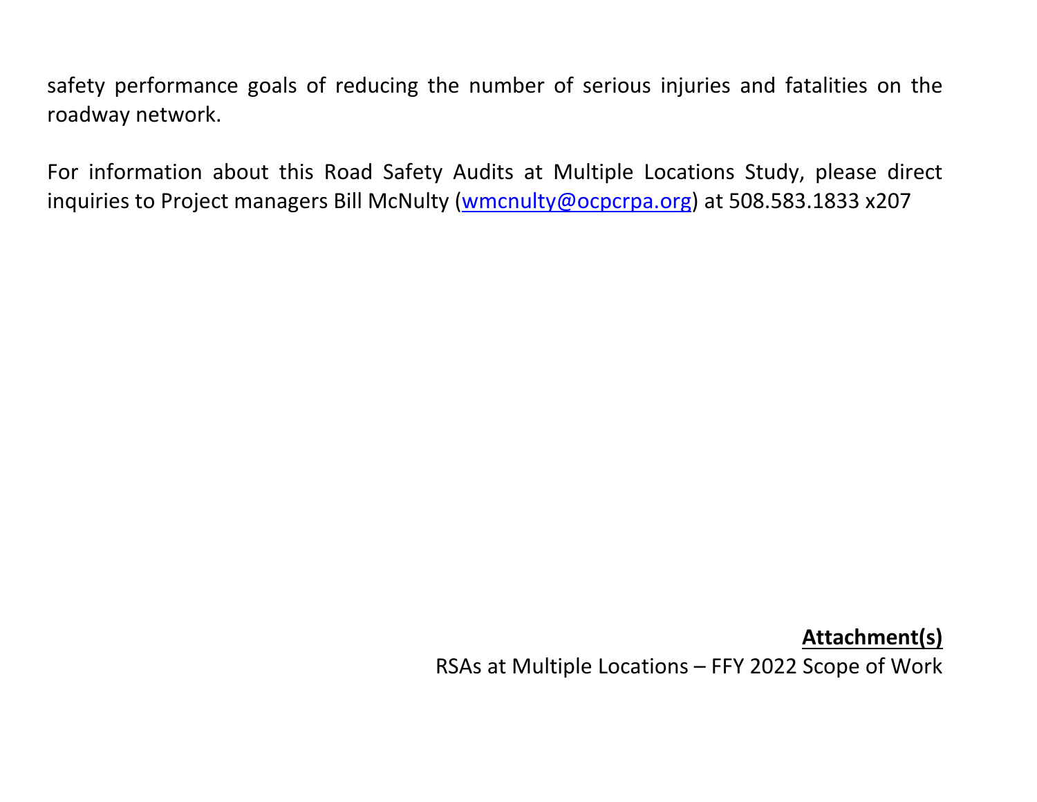safety performance goals of reducing the number of serious injuries and fatalities on the roadway network.

For information about this Road Safety Audits at Multiple Locations Study, please direct inquiries to Project managers Bill McNulty (wmcnulty@ocpcrpa.org) at 508.583.1833 x207

**Attachment(s)**

RSAs at Multiple Locations – FFY 2022 Scope of Work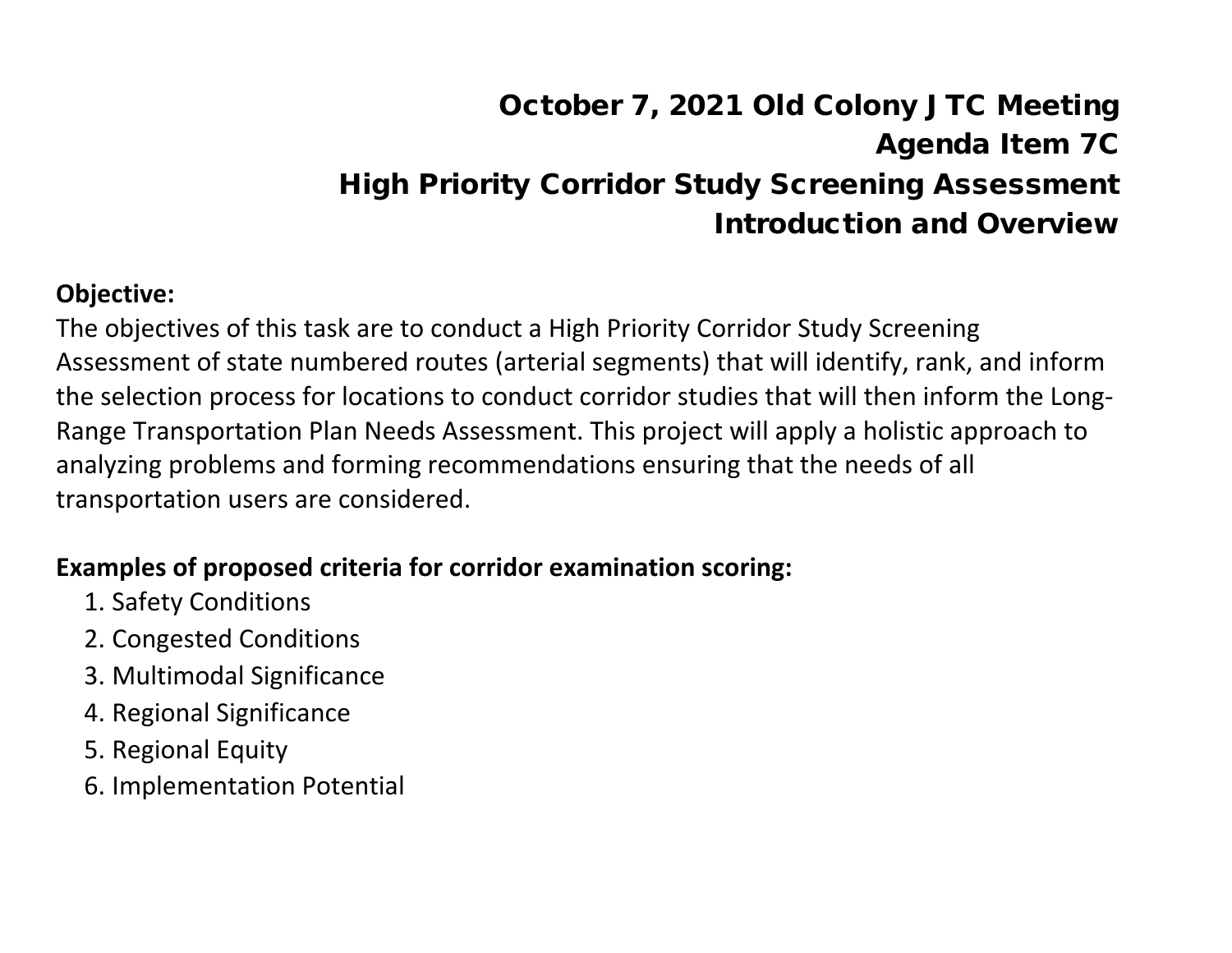# October 7, 2021 Old Colony JTC Meeting
# Agenda Item 7C
# High Priority Corridor Study Screening Assessment
# Introduction and Overview

**Objective:**

The objectives of this task are to conduct a High Priority Corridor Study Screening Assessment of state numbered routes (arterial segments) that will identify, rank, and inform the selection process for locations to conduct corridor studies that will then inform the Long-Range Transportation Plan Needs Assessment. This project will apply a holistic approach to analyzing problems and forming recommendations ensuring that the needs of all transportation users are considered.

**Examples of proposed criteria for corridor examination scoring:**

1. Safety Conditions
2. Congested Conditions
3. Multimodal Significance
4. Regional Significance
5. Regional Equity
6. Implementation Potential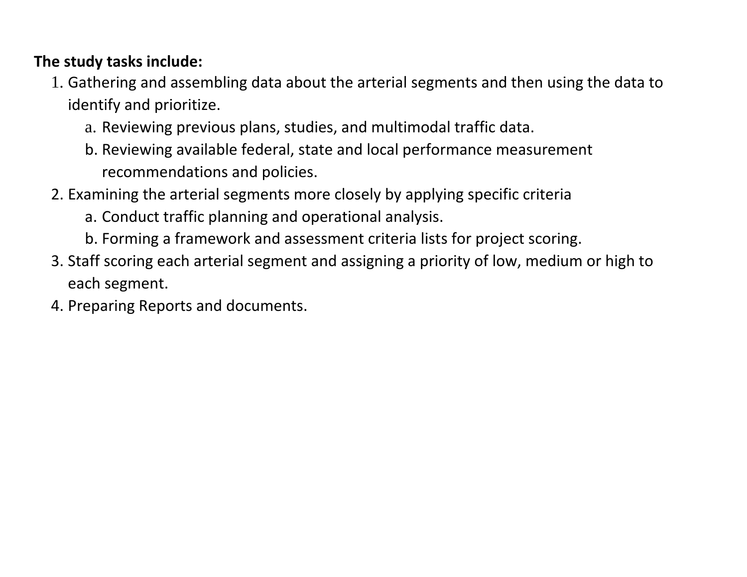**The study tasks include:**

1. Gathering and assembling data about the arterial segments and then using the data to identify and prioritize.
   a. Reviewing previous plans, studies, and multimodal traffic data.
   b. Reviewing available federal, state and local performance measurement recommendations and policies.
2. Examining the arterial segments more closely by applying specific criteria
   a. Conduct traffic planning and operational analysis.
   b. Forming a framework and assessment criteria lists for project scoring.
3. Staff scoring each arterial segment and assigning a priority of low, medium or high to each segment.
4. Preparing Reports and documents.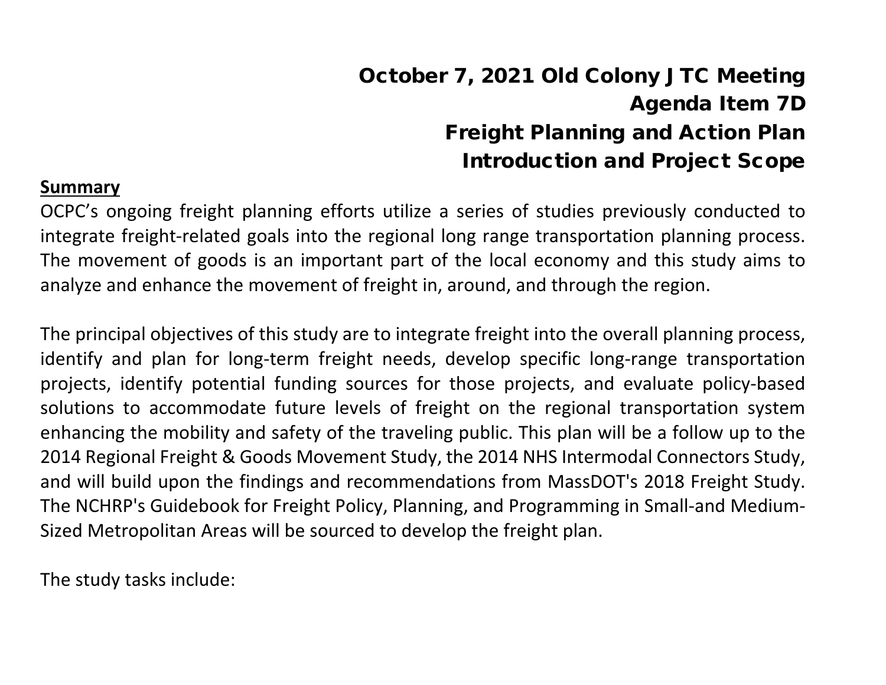# October 7, 2021 Old Colony JTC Meeting
# Agenda Item 7D
# Freight Planning and Action Plan
# Introduction and Project Scope

**Summary**

OCPC's ongoing freight planning efforts utilize a series of studies previously conducted to integrate freight-related goals into the regional long range transportation planning process. The movement of goods is an important part of the local economy and this study aims to analyze and enhance the movement of freight in, around, and through the region.

The principal objectives of this study are to integrate freight into the overall planning process, identify and plan for long-term freight needs, develop specific long-range transportation projects, identify potential funding sources for those projects, and evaluate policy-based solutions to accommodate future levels of freight on the regional transportation system enhancing the mobility and safety of the traveling public. This plan will be a follow up to the 2014 Regional Freight & Goods Movement Study, the 2014 NHS Intermodal Connectors Study, and will build upon the findings and recommendations from MassDOT's 2018 Freight Study. The NCHRP's Guidebook for Freight Policy, Planning, and Programming in Small-and Medium-Sized Metropolitan Areas will be sourced to develop the freight plan.

The study tasks include: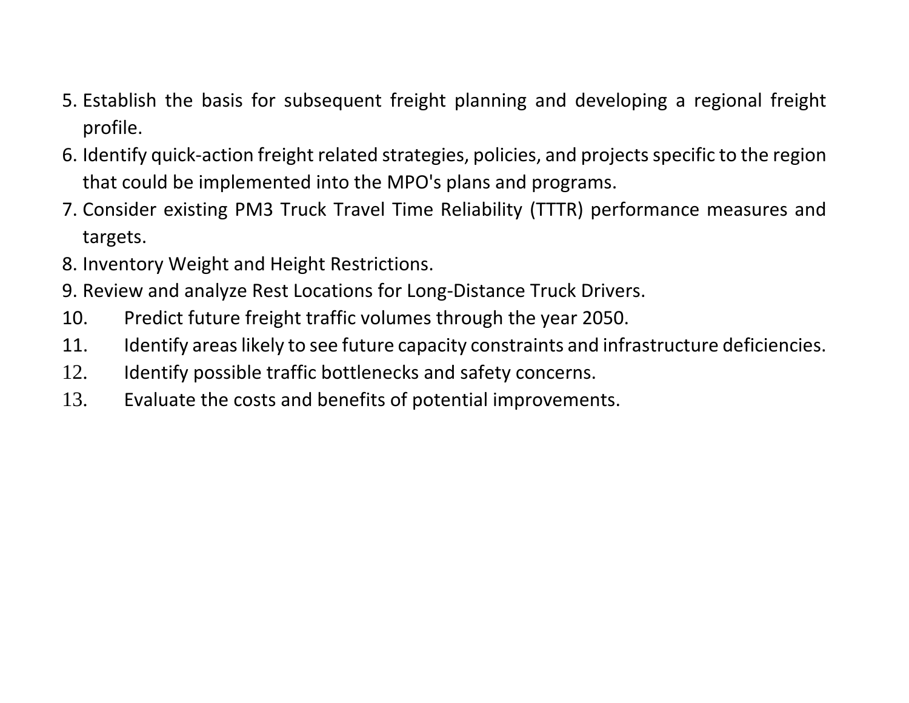5. Establish the basis for subsequent freight planning and developing a regional freight profile.
6. Identify quick-action freight related strategies, policies, and projects specific to the region that could be implemented into the MPO's plans and programs.
7. Consider existing PM3 Truck Travel Time Reliability (TTTR) performance measures and targets.
8. Inventory Weight and Height Restrictions.
9. Review and analyze Rest Locations for Long-Distance Truck Drivers.
10. Predict future freight traffic volumes through the year 2050.
11. Identify areas likely to see future capacity constraints and infrastructure deficiencies.
12. Identify possible traffic bottlenecks and safety concerns.
13. Evaluate the costs and benefits of potential improvements.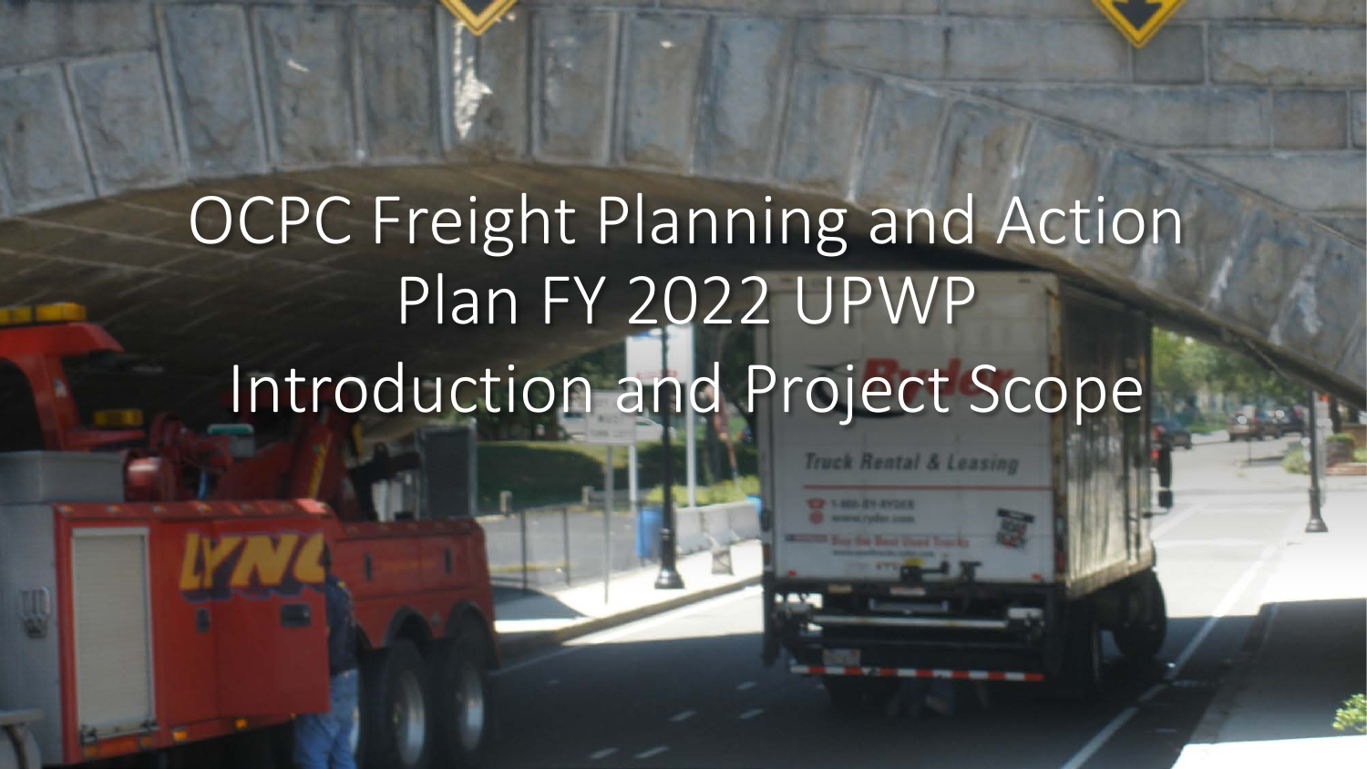# OCPC Freight Planning and Action Plan FY 2022 UPWP
# Introduction and Project Scope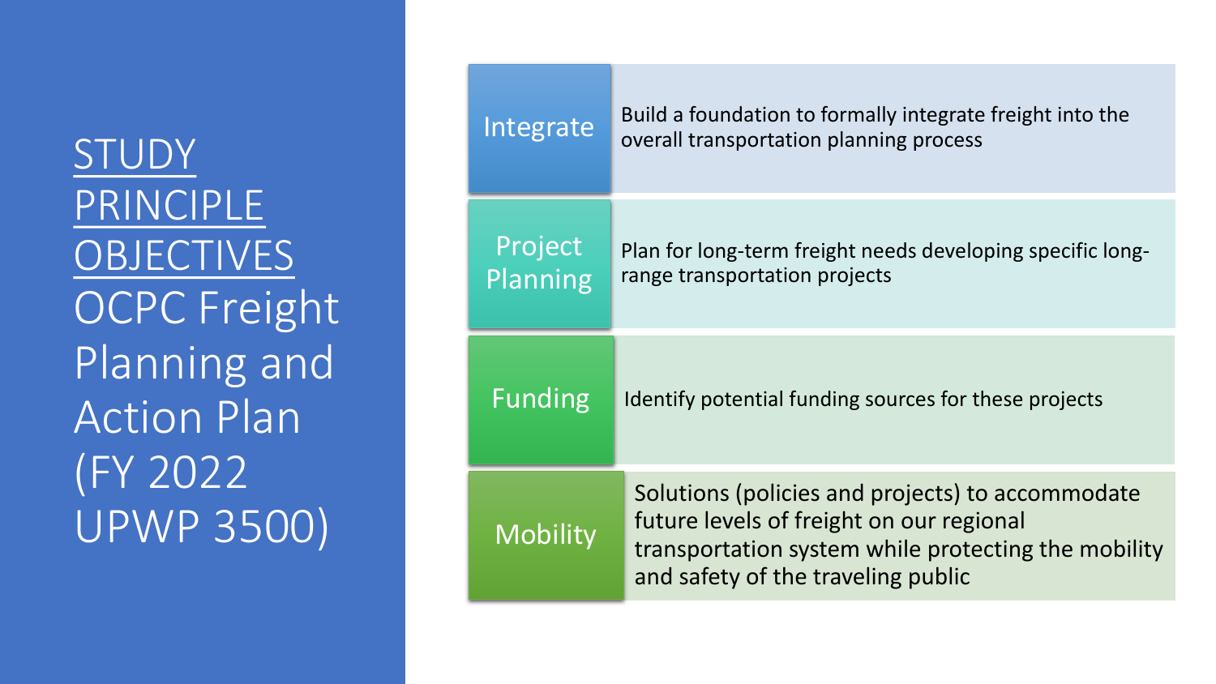# STUDY PRINCIPLE OBJECTIVES OCPC Freight Planning and Action Plan (FY 2022 UPWP 3500)

**Integrate**

Build a foundation to formally integrate freight into the overall transportation planning process

**Project Planning**

Plan for long-term freight needs developing specific long-range transportation projects

**Funding**

Identify potential funding sources for these projects

**Mobility**

Solutions (policies and projects) to accommodate future levels of freight on our regional transportation system while protecting the mobility and safety of the traveling public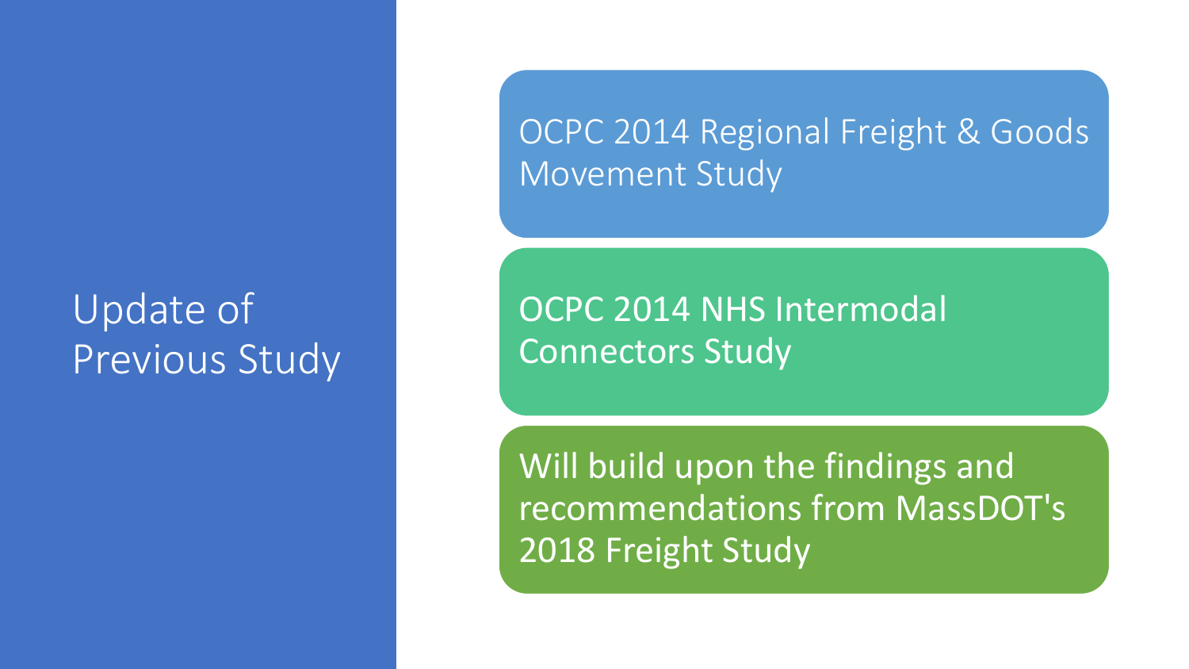# Update of Previous Study

- OCPC 2014 Regional Freight & Goods Movement Study
- OCPC 2014 NHS Intermodal Connectors Study
- Will build upon the findings and recommendations from MassDOT's 2018 Freight Study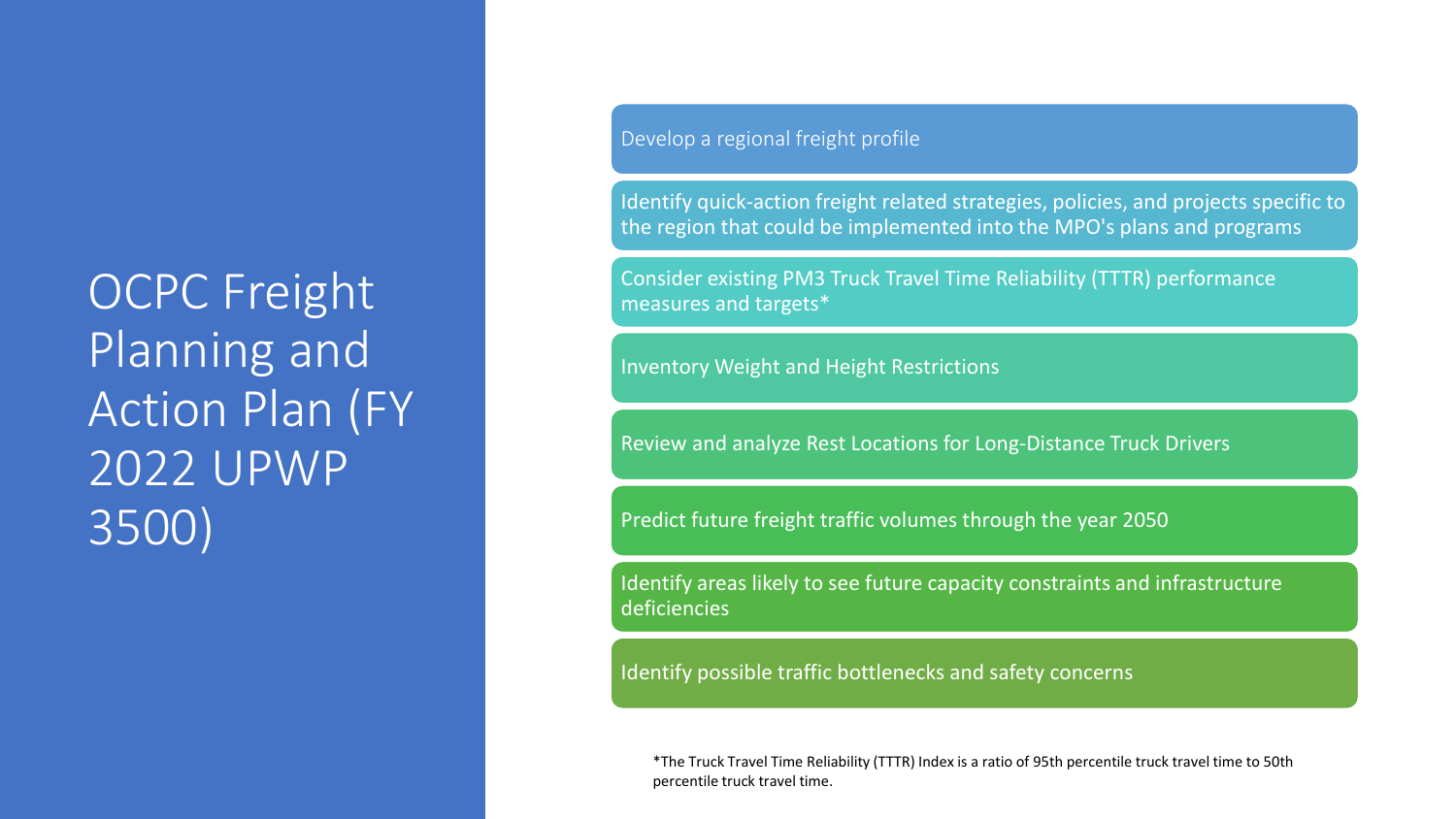# OCPC Freight Planning and Action Plan (FY 2022 UPWP 3500)

- Develop a regional freight profile
- Identify quick-action freight related strategies, policies, and projects specific to the region that could be implemented into the MPO's plans and programs
- Consider existing PM3 Truck Travel Time Reliability (TTTR) performance measures and targets*
- Inventory Weight and Height Restrictions
- Review and analyze Rest Locations for Long-Distance Truck Drivers
- Predict future freight traffic volumes through the year 2050
- Identify areas likely to see future capacity constraints and infrastructure deficiencies
- Identify possible traffic bottlenecks and safety concerns

*The Truck Travel Time Reliability (TTTR) Index is a ratio of 95th percentile truck travel time to 50th percentile truck travel time.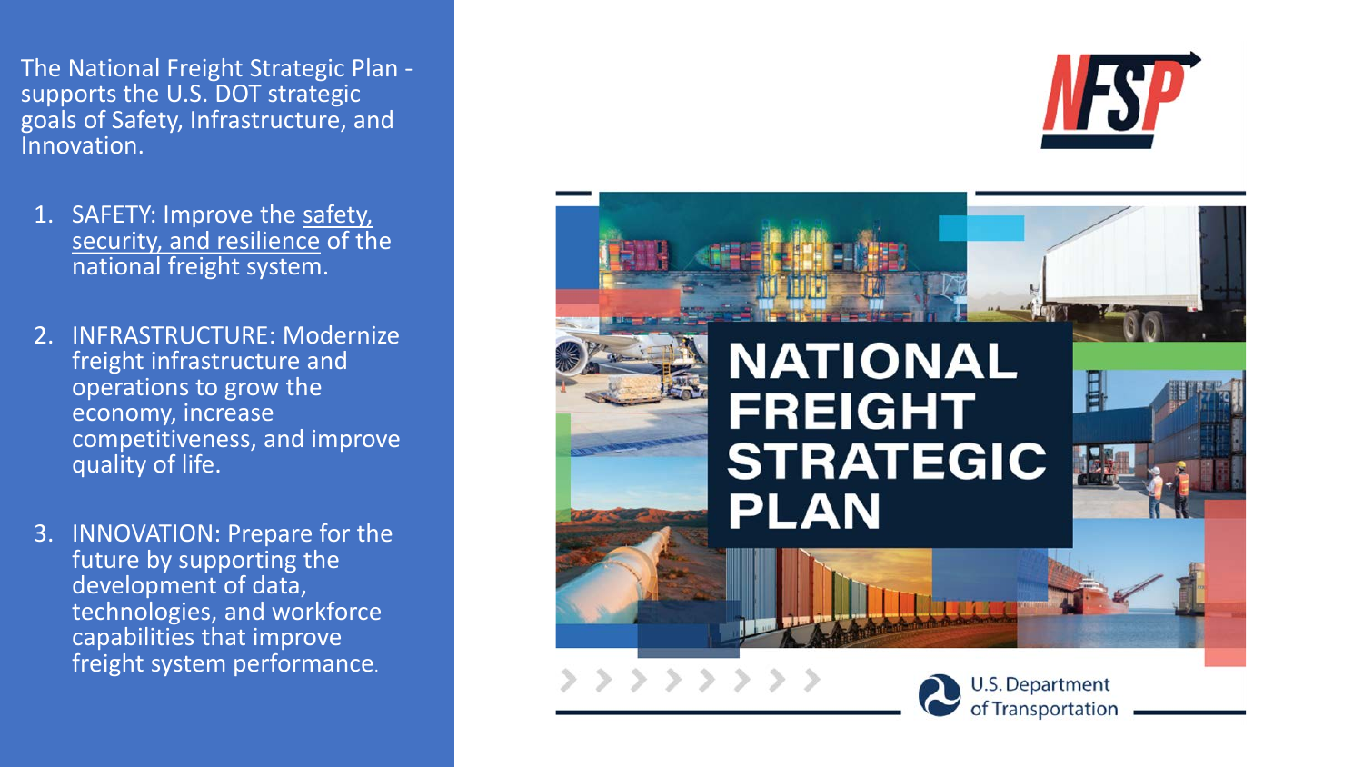The National Freight Strategic Plan - supports the U.S. DOT strategic goals of Safety, Infrastructure, and Innovation.

1. SAFETY: Improve the safety, security, and resilience of the national freight system.
2. INFRASTRUCTURE: Modernize freight infrastructure and operations to grow the economy, increase competitiveness, and improve quality of life.
3. INNOVATION: Prepare for the future by supporting the development of data, technologies, and workforce capabilities that improve freight system performance.

NFSP

NATIONAL FREIGHT STRATEGIC PLAN

U.S. Department of Transportation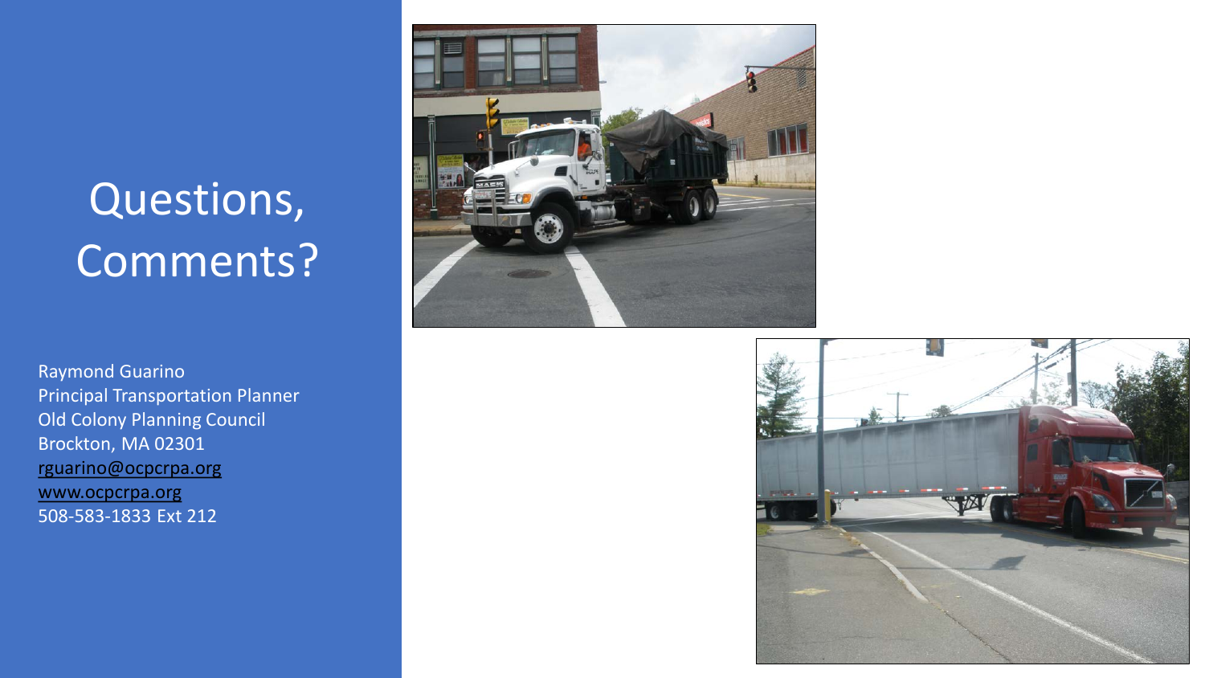# Questions, Comments?

Raymond Guarino
Principal Transportation Planner
Old Colony Planning Council
Brockton, MA 02301
rguarino@ocpcrpa.org
www.ocpcrpa.org
508-583-1833 Ext 212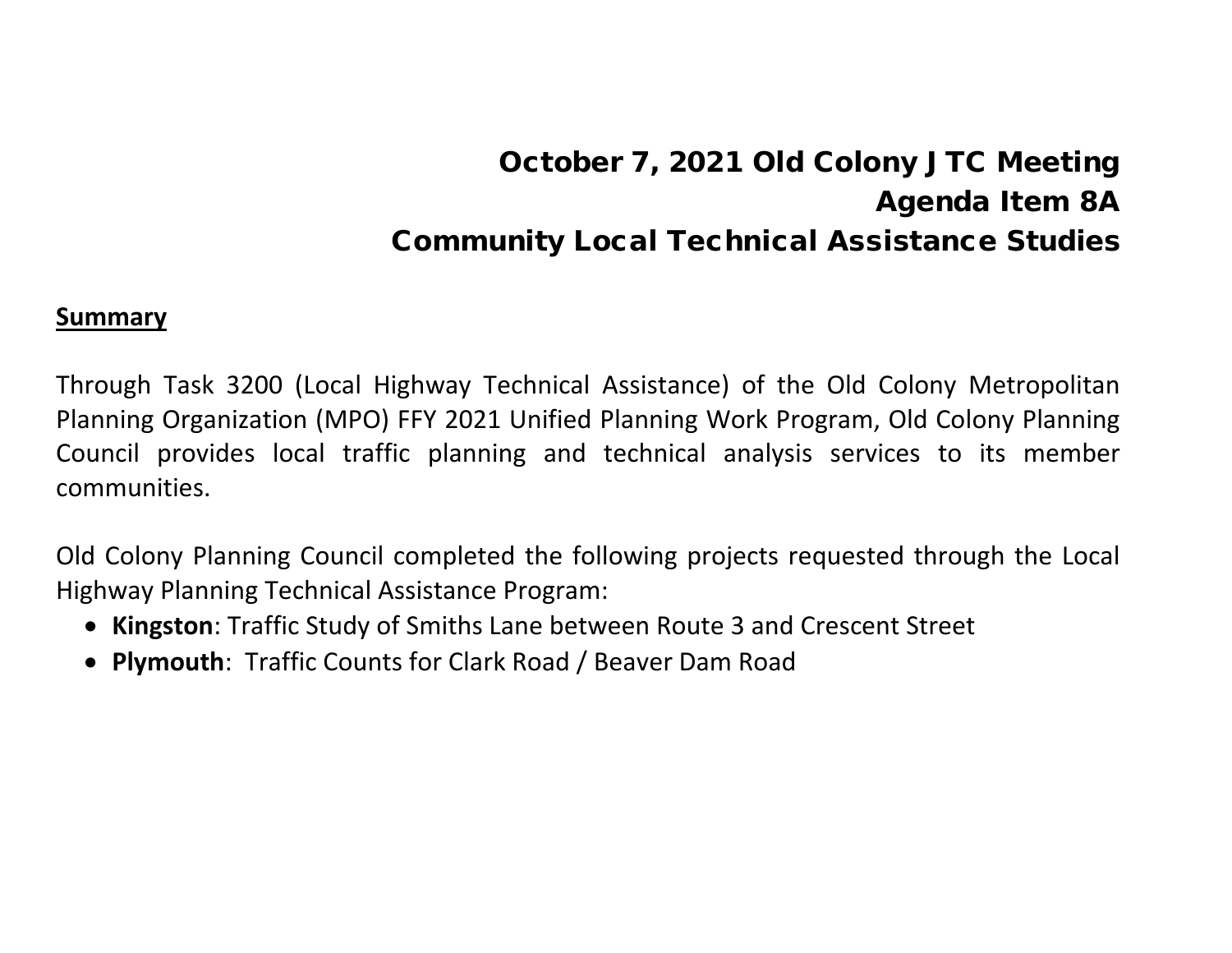# October 7, 2021 Old Colony JTC Meeting
# Agenda Item 8A
# Community Local Technical Assistance Studies

**Summary**

Through Task 3200 (Local Highway Technical Assistance) of the Old Colony Metropolitan Planning Organization (MPO) FFY 2021 Unified Planning Work Program, Old Colony Planning Council provides local traffic planning and technical analysis services to its member communities.

Old Colony Planning Council completed the following projects requested through the Local Highway Planning Technical Assistance Program:

- **Kingston**: Traffic Study of Smiths Lane between Route 3 and Crescent Street
- **Plymouth**: Traffic Counts for Clark Road / Beaver Dam Road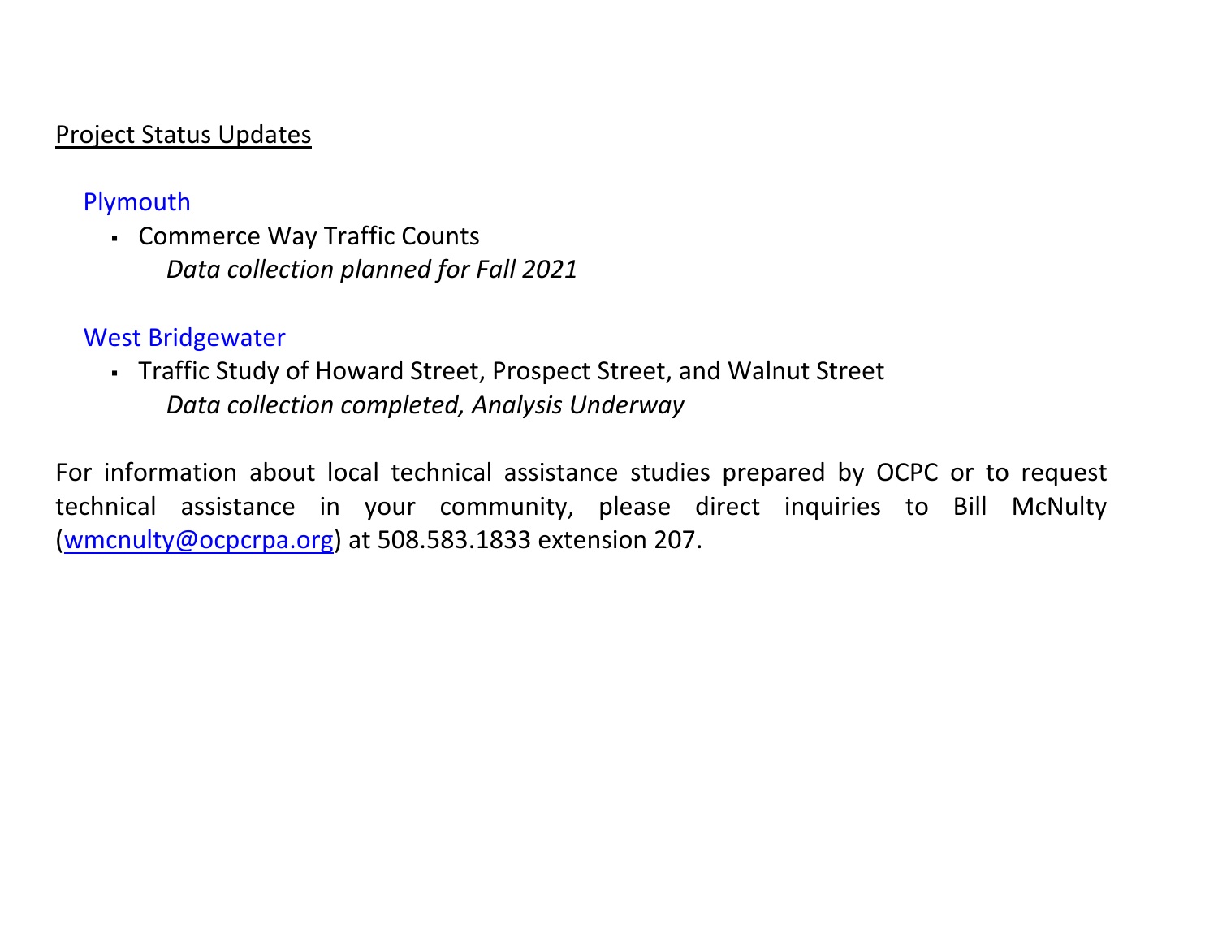## Project Status Updates

### Plymouth

- Commerce Way Traffic Counts
  *Data collection planned for Fall 2021*

### West Bridgewater

- Traffic Study of Howard Street, Prospect Street, and Walnut Street
  *Data collection completed, Analysis Underway*

For information about local technical assistance studies prepared by OCPC or to request technical assistance in your community, please direct inquiries to Bill McNulty ([wmcnulty@ocpcrpa.org](mailto:wmcnulty@ocpcrpa.org)) at 508.583.1833 extension 207.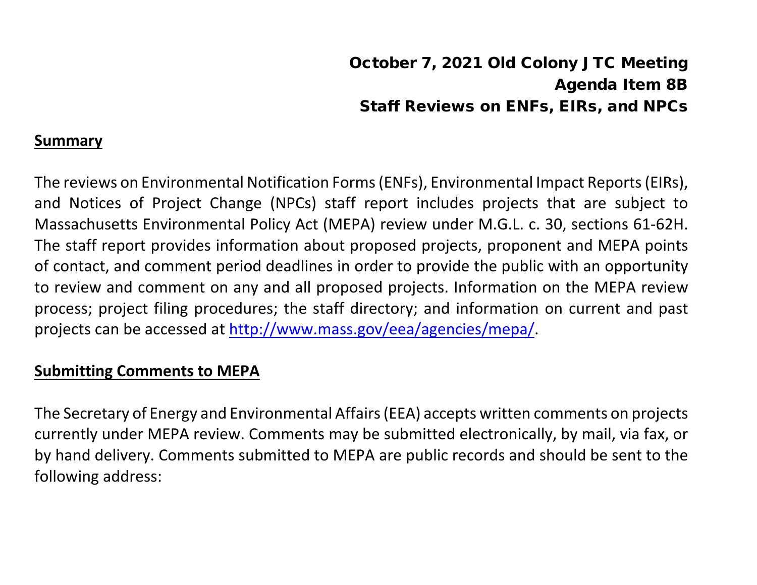# October 7, 2021 Old Colony JTC Meeting
# Agenda Item 8B
# Staff Reviews on ENFs, EIRs, and NPCs

**Summary**

The reviews on Environmental Notification Forms (ENFs), Environmental Impact Reports (EIRs), and Notices of Project Change (NPCs) staff report includes projects that are subject to Massachusetts Environmental Policy Act (MEPA) review under M.G.L. c. 30, sections 61-62H. The staff report provides information about proposed projects, proponent and MEPA points of contact, and comment period deadlines in order to provide the public with an opportunity to review and comment on any and all proposed projects. Information on the MEPA review process; project filing procedures; the staff directory; and information on current and past projects can be accessed at http://www.mass.gov/eea/agencies/mepa/.

**Submitting Comments to MEPA**

The Secretary of Energy and Environmental Affairs (EEA) accepts written comments on projects currently under MEPA review. Comments may be submitted electronically, by mail, via fax, or by hand delivery. Comments submitted to MEPA are public records and should be sent to the following address: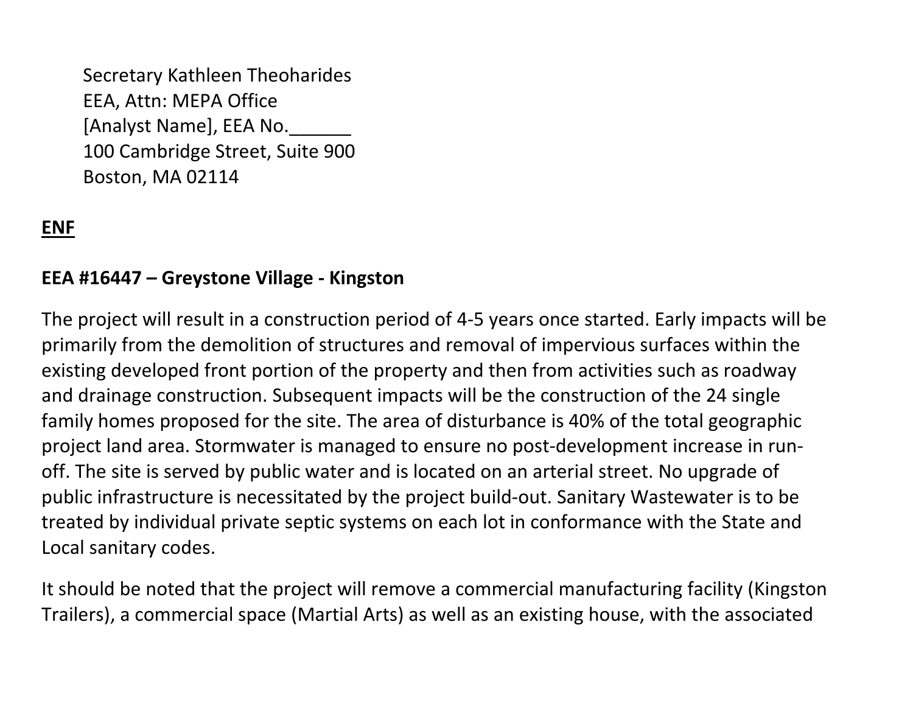Secretary Kathleen Theoharides
EEA, Attn: MEPA Office
[Analyst Name], EEA No.______
100 Cambridge Street, Suite 900
Boston, MA 02114

**ENF**

**EEA #16447 – Greystone Village - Kingston**

The project will result in a construction period of 4-5 years once started. Early impacts will be primarily from the demolition of structures and removal of impervious surfaces within the existing developed front portion of the property and then from activities such as roadway and drainage construction. Subsequent impacts will be the construction of the 24 single family homes proposed for the site. The area of disturbance is 40% of the total geographic project land area. Stormwater is managed to ensure no post-development increase in run-off. The site is served by public water and is located on an arterial street. No upgrade of public infrastructure is necessitated by the project build-out. Sanitary Wastewater is to be treated by individual private septic systems on each lot in conformance with the State and Local sanitary codes.

It should be noted that the project will remove a commercial manufacturing facility (Kingston Trailers), a commercial space (Martial Arts) as well as an existing house, with the associated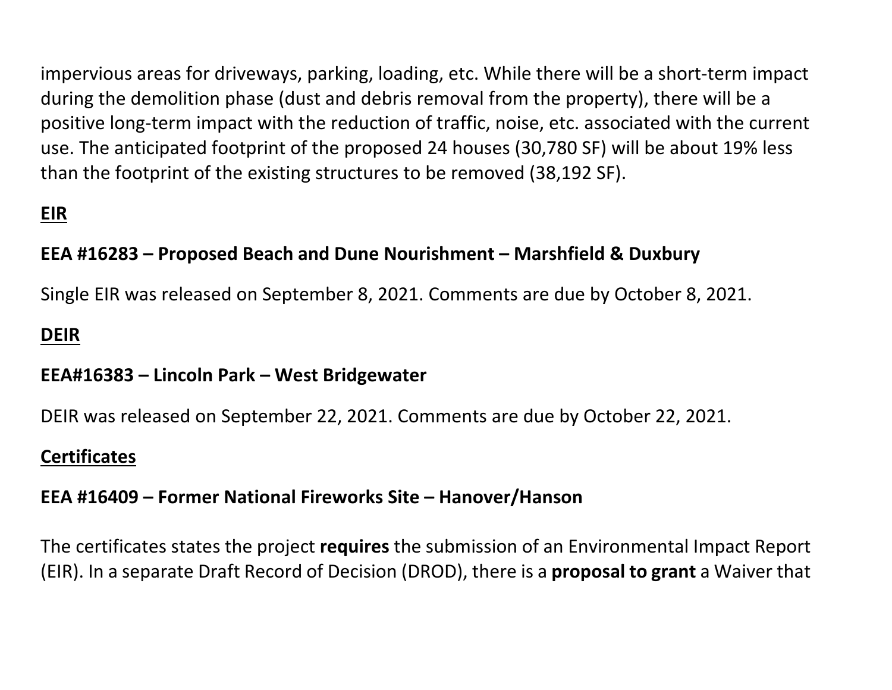impervious areas for driveways, parking, loading, etc. While there will be a short-term impact during the demolition phase (dust and debris removal from the property), there will be a positive long-term impact with the reduction of traffic, noise, etc. associated with the current use. The anticipated footprint of the proposed 24 houses (30,780 SF) will be about 19% less than the footprint of the existing structures to be removed (38,192 SF).

**EIR**

**EEA #16283 – Proposed Beach and Dune Nourishment – Marshfield & Duxbury**

Single EIR was released on September 8, 2021. Comments are due by October 8, 2021.

**DEIR**

**EEA#16383 – Lincoln Park – West Bridgewater**

DEIR was released on September 22, 2021. Comments are due by October 22, 2021.

**Certificates**

**EEA #16409 – Former National Fireworks Site – Hanover/Hanson**

The certificates states the project **requires** the submission of an Environmental Impact Report (EIR). In a separate Draft Record of Decision (DROD), there is a **proposal to grant** a Waiver that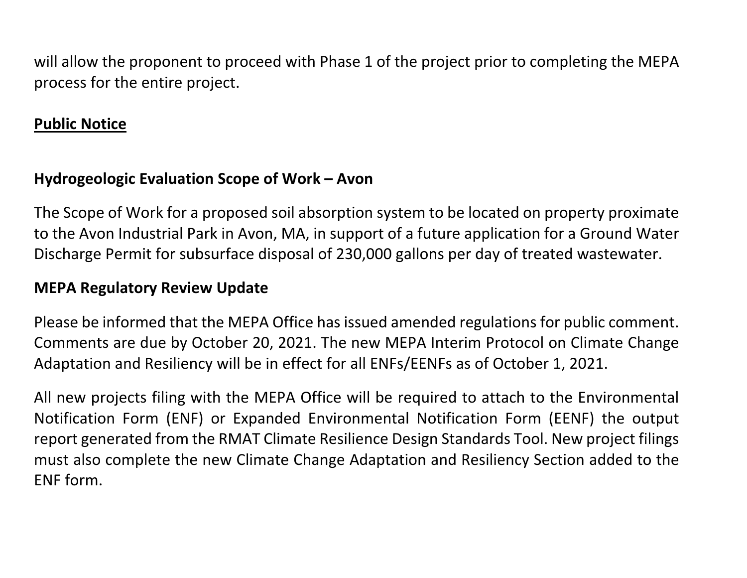will allow the proponent to proceed with Phase 1 of the project prior to completing the MEPA process for the entire project.

## Public Notice

### Hydrogeologic Evaluation Scope of Work – Avon

The Scope of Work for a proposed soil absorption system to be located on property proximate to the Avon Industrial Park in Avon, MA, in support of a future application for a Ground Water Discharge Permit for subsurface disposal of 230,000 gallons per day of treated wastewater.

### MEPA Regulatory Review Update

Please be informed that the MEPA Office has issued amended regulations for public comment. Comments are due by October 20, 2021. The new MEPA Interim Protocol on Climate Change Adaptation and Resiliency will be in effect for all ENFs/EENFs as of October 1, 2021.

All new projects filing with the MEPA Office will be required to attach to the Environmental Notification Form (ENF) or Expanded Environmental Notification Form (EENF) the output report generated from the RMAT Climate Resilience Design Standards Tool. New project filings must also complete the new Climate Change Adaptation and Resiliency Section added to the ENF form.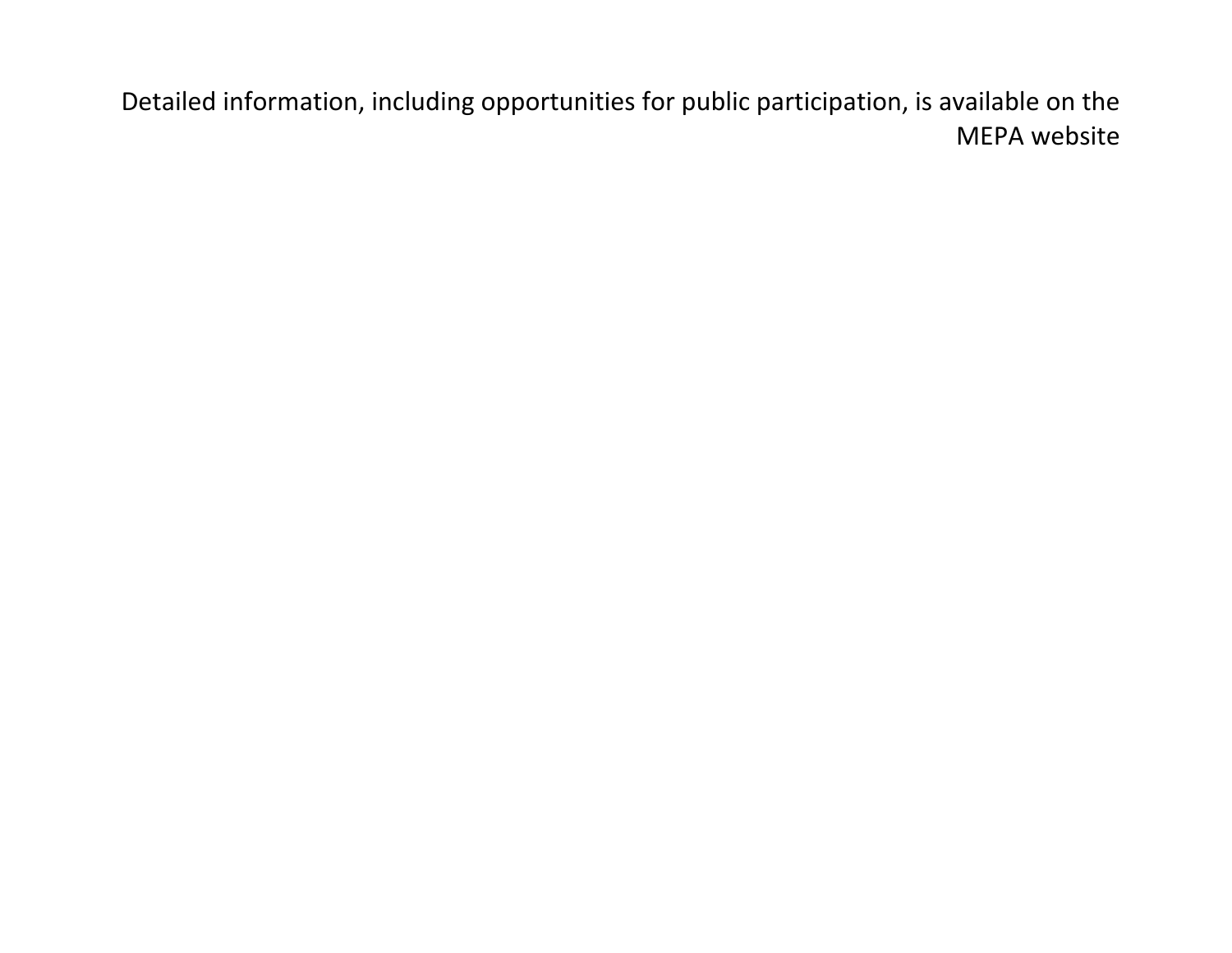Detailed information, including opportunities for public participation, is available on the MEPA website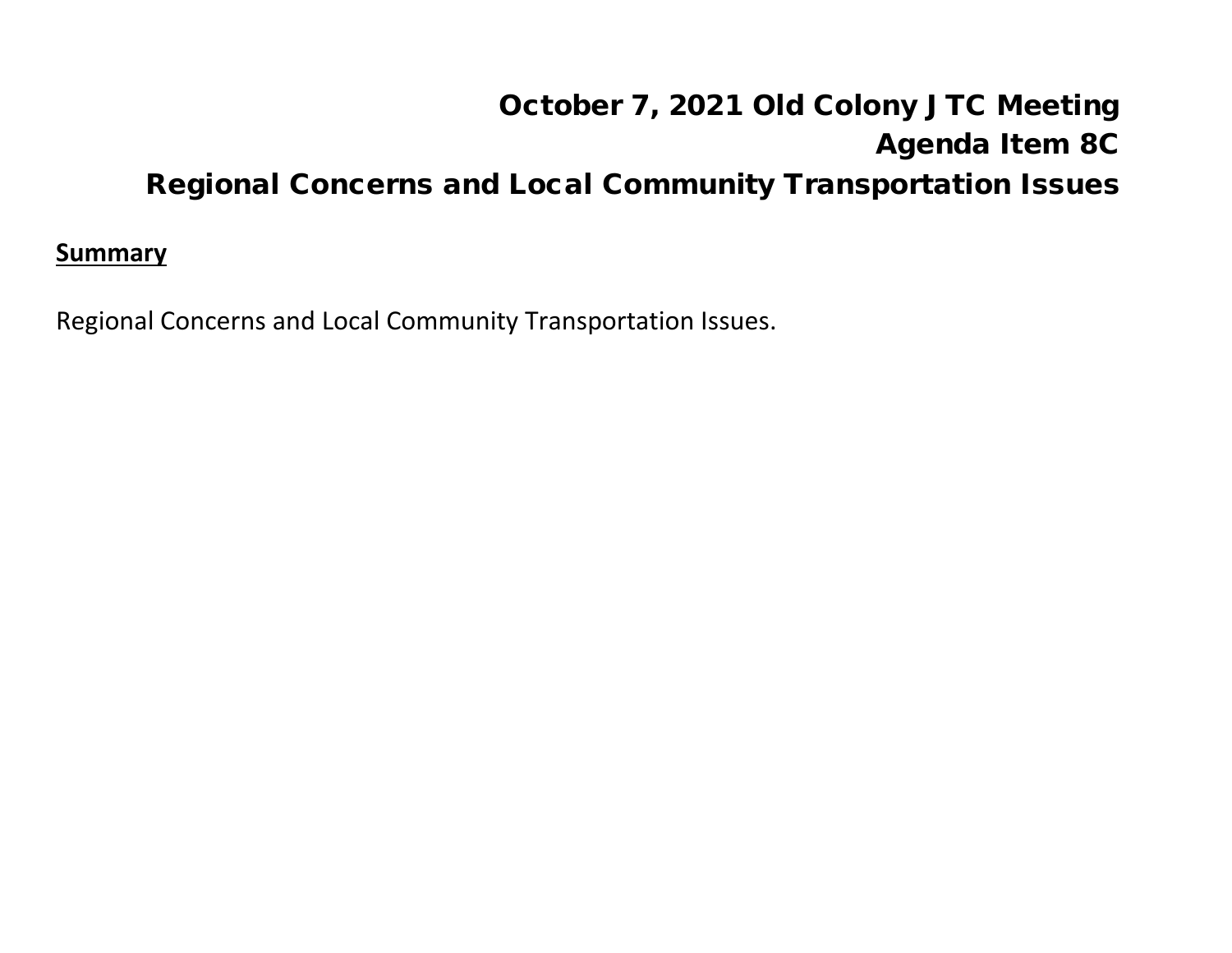# October 7, 2021 Old Colony JTC Meeting
# Agenda Item 8C
# Regional Concerns and Local Community Transportation Issues

**Summary**

Regional Concerns and Local Community Transportation Issues.